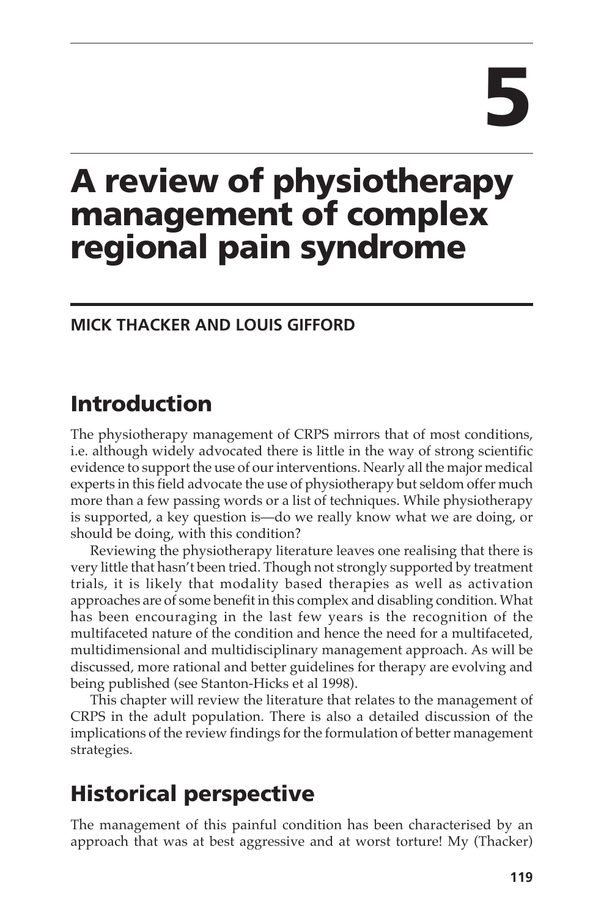# 5

# A review of physiotherapy management of complex regional pain syndrome

**MICK THACKER AND LOUIS GIFFORD**

## Introduction

The physiotherapy management of CRPS mirrors that of most conditions, i.e. although widely advocated there is little in the way of strong scientific evidence to support the use of our interventions. Nearly all the major medical experts in this field advocate the use of physiotherapy but seldom offer much more than a few passing words or a list of techniques. While physiotherapy is supported, a key question is—do we really know what we are doing, or should be doing, with this condition?

Reviewing the physiotherapy literature leaves one realising that there is very little that hasn't been tried. Though not strongly supported by treatment trials, it is likely that modality based therapies as well as activation approaches are of some benefit in this complex and disabling condition. What has been encouraging in the last few years is the recognition of the multifaceted nature of the condition and hence the need for a multifaceted, multidimensional and multidisciplinary management approach. As will be discussed, more rational and better guidelines for therapy are evolving and being published (see Stanton-Hicks et al 1998).

This chapter will review the literature that relates to the management of CRPS in the adult population. There is also a detailed discussion of the implications of the review findings for the formulation of better management strategies.

## Historical perspective

The management of this painful condition has been characterised by an approach that was at best aggressive and at worst torture! My (Thacker)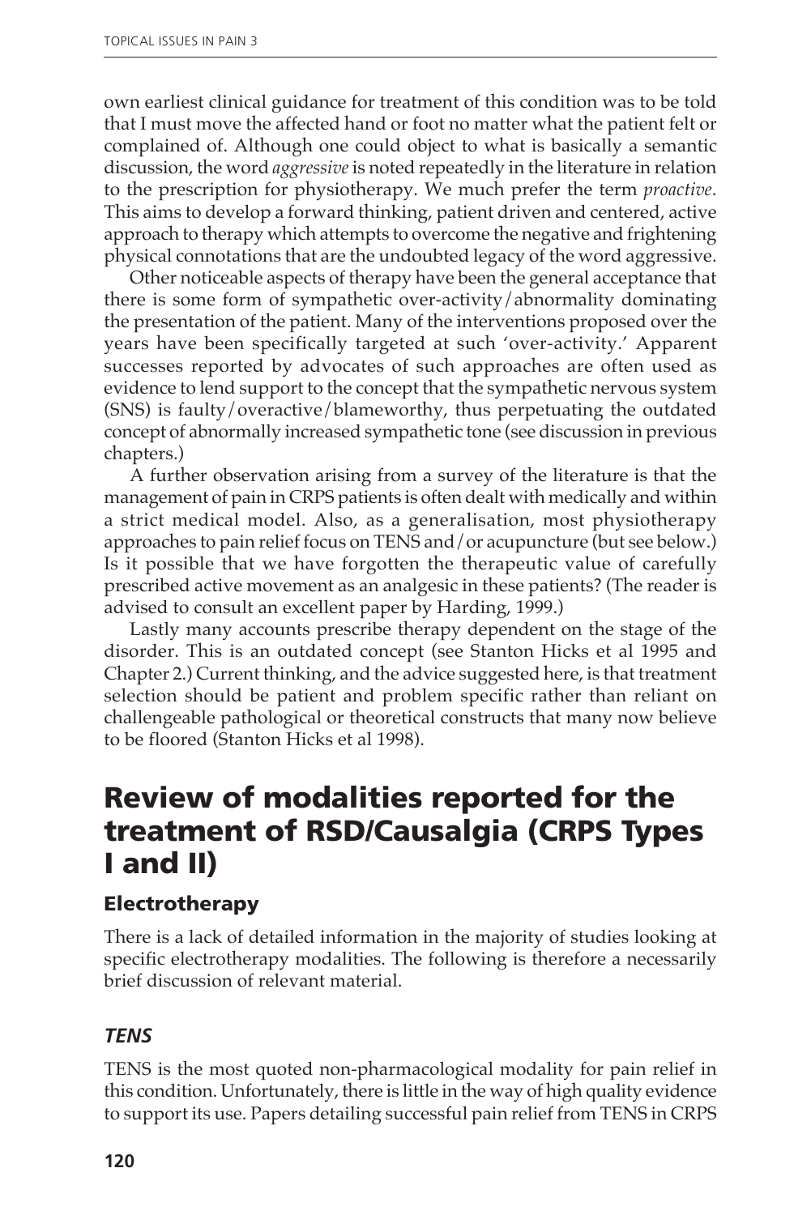own earliest clinical guidance for treatment of this condition was to be told that I must move the affected hand or foot no matter what the patient felt or complained of. Although one could object to what is basically a semantic discussion, the word *aggressive* is noted repeatedly in the literature in relation to the prescription for physiotherapy. We much prefer the term *proactive*. This aims to develop a forward thinking, patient driven and centered, active approach to therapy which attempts to overcome the negative and frightening physical connotations that are the undoubted legacy of the word aggressive.

Other noticeable aspects of therapy have been the general acceptance that there is some form of sympathetic over-activity/abnormality dominating the presentation of the patient. Many of the interventions proposed over the years have been specifically targeted at such 'over-activity.' Apparent successes reported by advocates of such approaches are often used as evidence to lend support to the concept that the sympathetic nervous system (SNS) is faulty/overactive/blameworthy, thus perpetuating the outdated concept of abnormally increased sympathetic tone (see discussion in previous chapters.)

A further observation arising from a survey of the literature is that the management of pain in CRPS patients is often dealt with medically and within a strict medical model. Also, as a generalisation, most physiotherapy approaches to pain relief focus on TENS and/or acupuncture (but see below.) Is it possible that we have forgotten the therapeutic value of carefully prescribed active movement as an analgesic in these patients? (The reader is advised to consult an excellent paper by Harding, 1999.)

Lastly many accounts prescribe therapy dependent on the stage of the disorder. This is an outdated concept (see Stanton Hicks et al 1995 and Chapter 2.) Current thinking, and the advice suggested here, is that treatment selection should be patient and problem specific rather than reliant on challengeable pathological or theoretical constructs that many now believe to be floored (Stanton Hicks et al 1998).

## Review of modalities reported for the treatment of RSD/Causalgia (CRPS Types I and II)

### Electrotherapy

There is a lack of detailed information in the majority of studies looking at specific electrotherapy modalities. The following is therefore a necessarily brief discussion of relevant material.

#### *TENS*

TENS is the most quoted non-pharmacological modality for pain relief in this condition. Unfortunately, there is little in the way of high quality evidence to support its use. Papers detailing successful pain relief from TENS in CRPS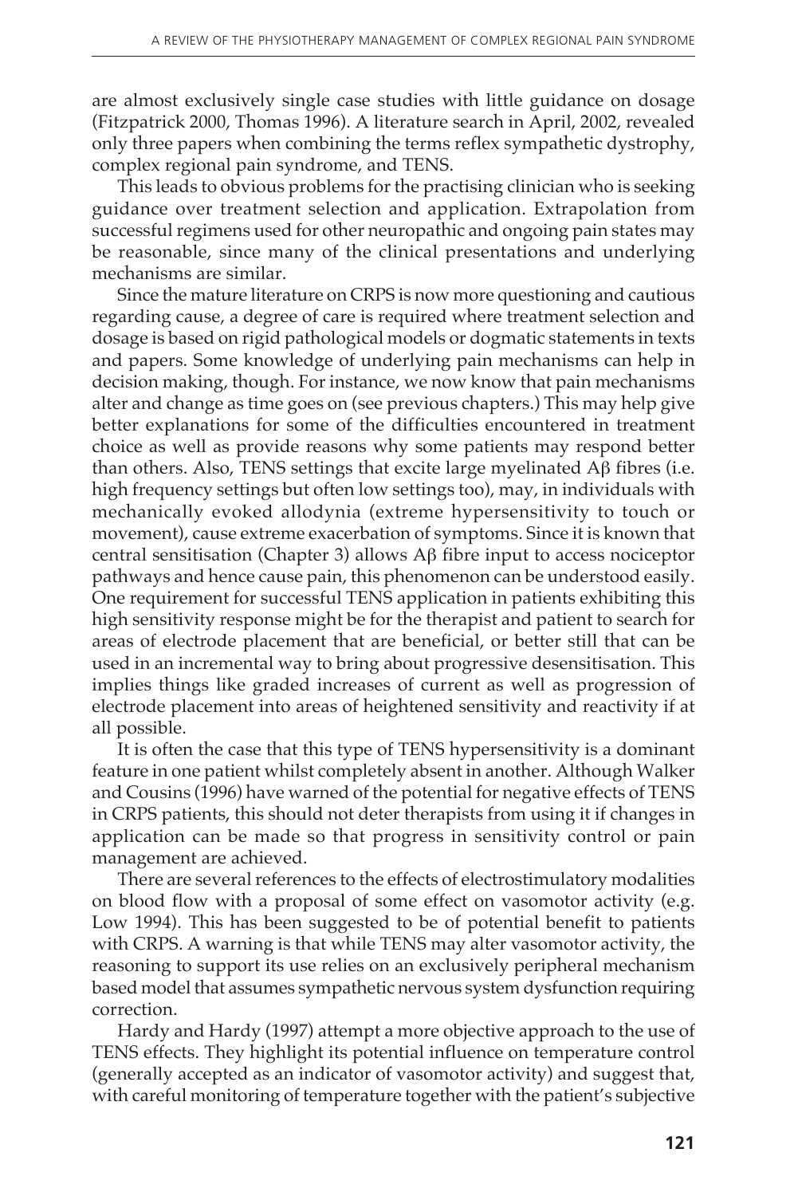are almost exclusively single case studies with little guidance on dosage (Fitzpatrick 2000, Thomas 1996). A literature search in April, 2002, revealed only three papers when combining the terms reflex sympathetic dystrophy, complex regional pain syndrome, and TENS.

This leads to obvious problems for the practising clinician who is seeking guidance over treatment selection and application. Extrapolation from successful regimens used for other neuropathic and ongoing pain states may be reasonable, since many of the clinical presentations and underlying mechanisms are similar.

Since the mature literature on CRPS is now more questioning and cautious regarding cause, a degree of care is required where treatment selection and dosage is based on rigid pathological models or dogmatic statements in texts and papers. Some knowledge of underlying pain mechanisms can help in decision making, though. For instance, we now know that pain mechanisms alter and change as time goes on (see previous chapters.) This may help give better explanations for some of the difficulties encountered in treatment choice as well as provide reasons why some patients may respond better than others. Also, TENS settings that excite large myelinated Aβ fibres (i.e. high frequency settings but often low settings too), may, in individuals with mechanically evoked allodynia (extreme hypersensitivity to touch or movement), cause extreme exacerbation of symptoms. Since it is known that central sensitisation (Chapter 3) allows Aβ fibre input to access nociceptor pathways and hence cause pain, this phenomenon can be understood easily. One requirement for successful TENS application in patients exhibiting this high sensitivity response might be for the therapist and patient to search for areas of electrode placement that are beneficial, or better still that can be used in an incremental way to bring about progressive desensitisation. This implies things like graded increases of current as well as progression of electrode placement into areas of heightened sensitivity and reactivity if at all possible.

It is often the case that this type of TENS hypersensitivity is a dominant feature in one patient whilst completely absent in another. Although Walker and Cousins (1996) have warned of the potential for negative effects of TENS in CRPS patients, this should not deter therapists from using it if changes in application can be made so that progress in sensitivity control or pain management are achieved.

There are several references to the effects of electrostimulatory modalities on blood flow with a proposal of some effect on vasomotor activity (e.g. Low 1994). This has been suggested to be of potential benefit to patients with CRPS. A warning is that while TENS may alter vasomotor activity, the reasoning to support its use relies on an exclusively peripheral mechanism based model that assumes sympathetic nervous system dysfunction requiring correction.

Hardy and Hardy (1997) attempt a more objective approach to the use of TENS effects. They highlight its potential influence on temperature control (generally accepted as an indicator of vasomotor activity) and suggest that, with careful monitoring of temperature together with the patient's subjective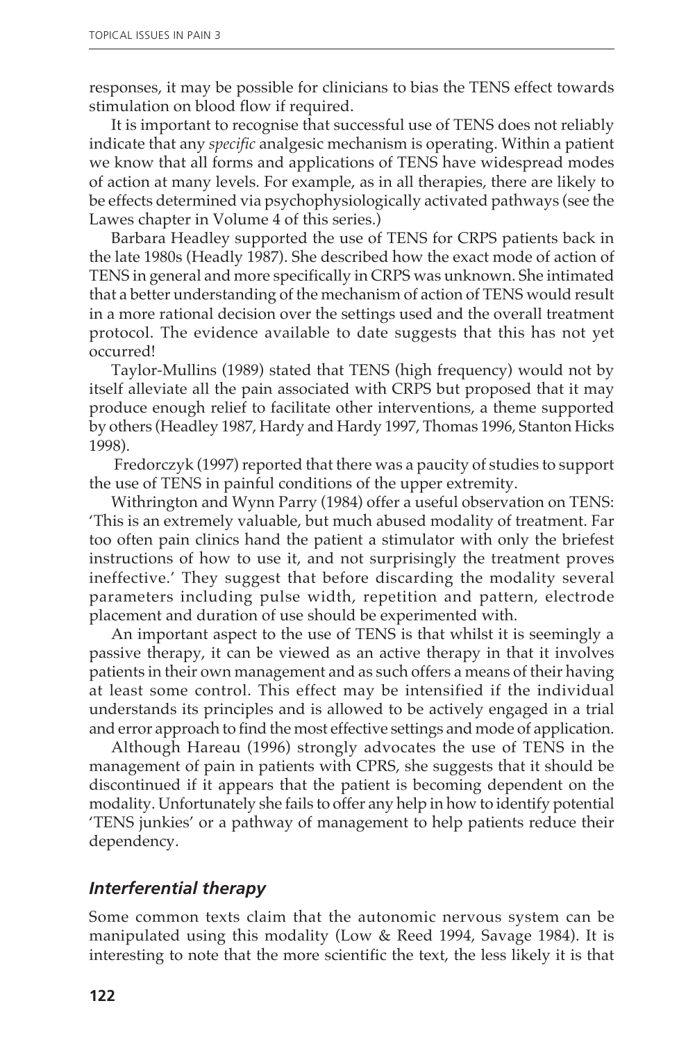responses, it may be possible for clinicians to bias the TENS effect towards stimulation on blood flow if required.

It is important to recognise that successful use of TENS does not reliably indicate that any *specific* analgesic mechanism is operating. Within a patient we know that all forms and applications of TENS have widespread modes of action at many levels. For example, as in all therapies, there are likely to be effects determined via psychophysiologically activated pathways (see the Lawes chapter in Volume 4 of this series.)

Barbara Headley supported the use of TENS for CRPS patients back in the late 1980s (Headly 1987). She described how the exact mode of action of TENS in general and more specifically in CRPS was unknown. She intimated that a better understanding of the mechanism of action of TENS would result in a more rational decision over the settings used and the overall treatment protocol. The evidence available to date suggests that this has not yet occurred!

Taylor-Mullins (1989) stated that TENS (high frequency) would not by itself alleviate all the pain associated with CRPS but proposed that it may produce enough relief to facilitate other interventions, a theme supported by others (Headley 1987, Hardy and Hardy 1997, Thomas 1996, Stanton Hicks 1998).

Fredorczyk (1997) reported that there was a paucity of studies to support the use of TENS in painful conditions of the upper extremity.

Withrington and Wynn Parry (1984) offer a useful observation on TENS: 'This is an extremely valuable, but much abused modality of treatment. Far too often pain clinics hand the patient a stimulator with only the briefest instructions of how to use it, and not surprisingly the treatment proves ineffective.' They suggest that before discarding the modality several parameters including pulse width, repetition and pattern, electrode placement and duration of use should be experimented with.

An important aspect to the use of TENS is that whilst it is seemingly a passive therapy, it can be viewed as an active therapy in that it involves patients in their own management and as such offers a means of their having at least some control. This effect may be intensified if the individual understands its principles and is allowed to be actively engaged in a trial and error approach to find the most effective settings and mode of application.

Although Hareau (1996) strongly advocates the use of TENS in the management of pain in patients with CPRS, she suggests that it should be discontinued if it appears that the patient is becoming dependent on the modality. Unfortunately she fails to offer any help in how to identify potential 'TENS junkies' or a pathway of management to help patients reduce their dependency.

### *Interferential therapy*

Some common texts claim that the autonomic nervous system can be manipulated using this modality (Low & Reed 1994, Savage 1984). It is interesting to note that the more scientific the text, the less likely it is that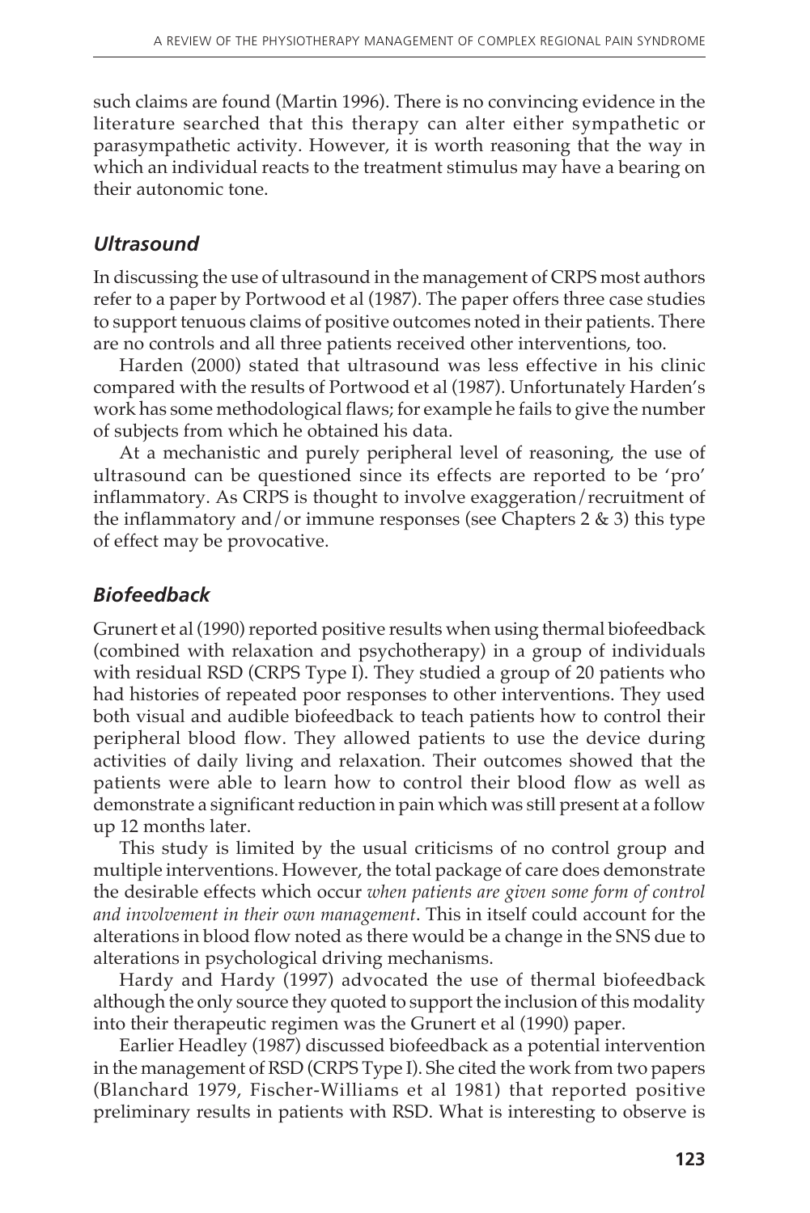such claims are found (Martin 1996). There is no convincing evidence in the literature searched that this therapy can alter either sympathetic or parasympathetic activity. However, it is worth reasoning that the way in which an individual reacts to the treatment stimulus may have a bearing on their autonomic tone.

### *Ultrasound*

In discussing the use of ultrasound in the management of CRPS most authors refer to a paper by Portwood et al (1987). The paper offers three case studies to support tenuous claims of positive outcomes noted in their patients. There are no controls and all three patients received other interventions, too.

Harden (2000) stated that ultrasound was less effective in his clinic compared with the results of Portwood et al (1987). Unfortunately Harden's work has some methodological flaws; for example he fails to give the number of subjects from which he obtained his data.

At a mechanistic and purely peripheral level of reasoning, the use of ultrasound can be questioned since its effects are reported to be 'pro' inflammatory. As CRPS is thought to involve exaggeration/recruitment of the inflammatory and/or immune responses (see Chapters 2 & 3) this type of effect may be provocative.

### *Biofeedback*

Grunert et al (1990) reported positive results when using thermal biofeedback (combined with relaxation and psychotherapy) in a group of individuals with residual RSD (CRPS Type I). They studied a group of 20 patients who had histories of repeated poor responses to other interventions. They used both visual and audible biofeedback to teach patients how to control their peripheral blood flow. They allowed patients to use the device during activities of daily living and relaxation. Their outcomes showed that the patients were able to learn how to control their blood flow as well as demonstrate a significant reduction in pain which was still present at a follow up 12 months later.

This study is limited by the usual criticisms of no control group and multiple interventions. However, the total package of care does demonstrate the desirable effects which occur *when patients are given some form of control and involvement in their own management*. This in itself could account for the alterations in blood flow noted as there would be a change in the SNS due to alterations in psychological driving mechanisms.

Hardy and Hardy (1997) advocated the use of thermal biofeedback although the only source they quoted to support the inclusion of this modality into their therapeutic regimen was the Grunert et al (1990) paper.

Earlier Headley (1987) discussed biofeedback as a potential intervention in the management of RSD (CRPS Type I). She cited the work from two papers (Blanchard 1979, Fischer-Williams et al 1981) that reported positive preliminary results in patients with RSD. What is interesting to observe is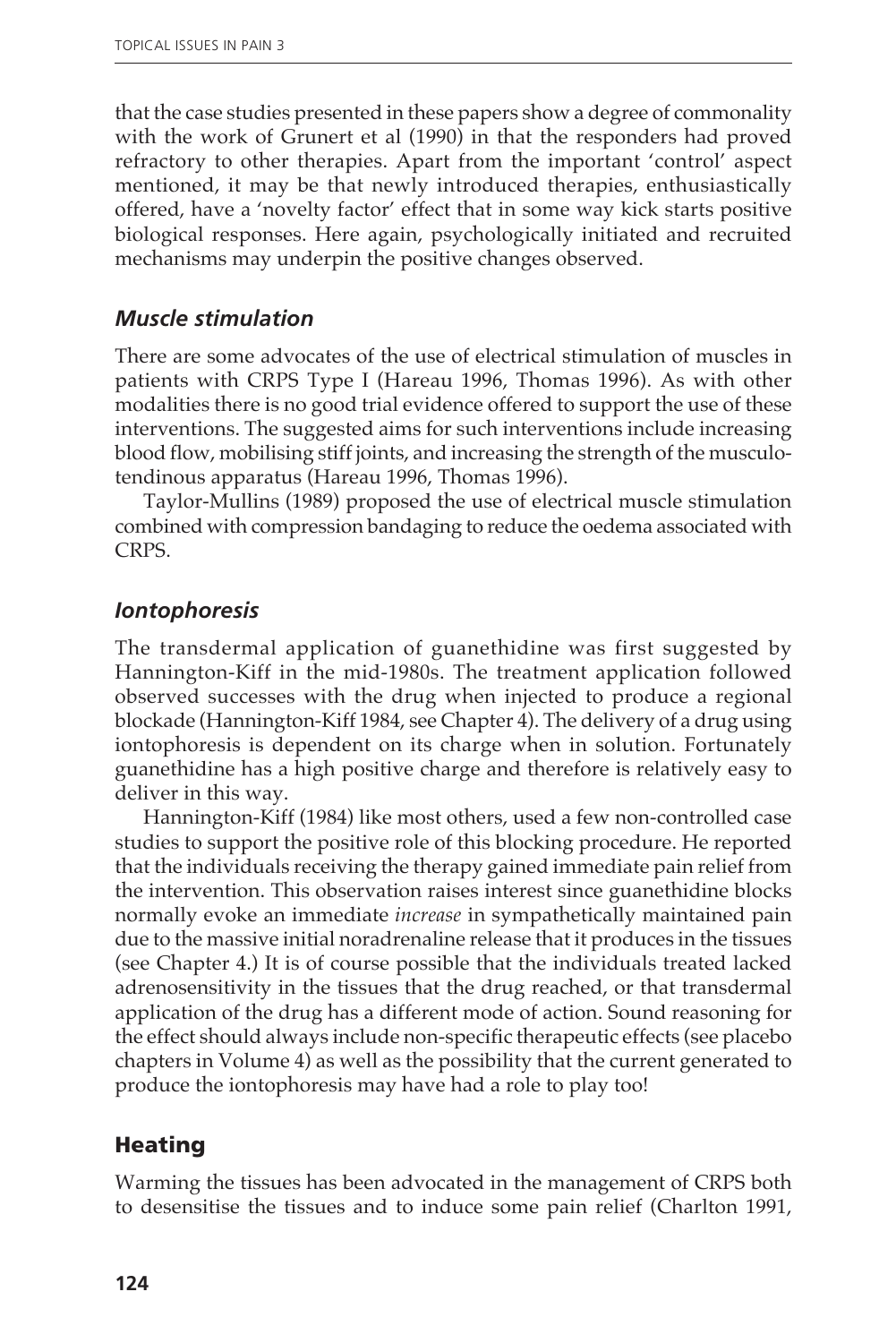that the case studies presented in these papers show a degree of commonality with the work of Grunert et al (1990) in that the responders had proved refractory to other therapies. Apart from the important 'control' aspect mentioned, it may be that newly introduced therapies, enthusiastically offered, have a 'novelty factor' effect that in some way kick starts positive biological responses. Here again, psychologically initiated and recruited mechanisms may underpin the positive changes observed.

### *Muscle stimulation*

There are some advocates of the use of electrical stimulation of muscles in patients with CRPS Type I (Hareau 1996, Thomas 1996). As with other modalities there is no good trial evidence offered to support the use of these interventions. The suggested aims for such interventions include increasing blood flow, mobilising stiff joints, and increasing the strength of the musculotendinous apparatus (Hareau 1996, Thomas 1996).

Taylor-Mullins (1989) proposed the use of electrical muscle stimulation combined with compression bandaging to reduce the oedema associated with CRPS.

### *Iontophoresis*

The transdermal application of guanethidine was first suggested by Hannington-Kiff in the mid-1980s. The treatment application followed observed successes with the drug when injected to produce a regional blockade (Hannington-Kiff 1984, see Chapter 4). The delivery of a drug using iontophoresis is dependent on its charge when in solution. Fortunately guanethidine has a high positive charge and therefore is relatively easy to deliver in this way.

Hannington-Kiff (1984) like most others, used a few non-controlled case studies to support the positive role of this blocking procedure. He reported that the individuals receiving the therapy gained immediate pain relief from the intervention. This observation raises interest since guanethidine blocks normally evoke an immediate *increase* in sympathetically maintained pain due to the massive initial noradrenaline release that it produces in the tissues (see Chapter 4.) It is of course possible that the individuals treated lacked adrenosensitivity in the tissues that the drug reached, or that transdermal application of the drug has a different mode of action. Sound reasoning for the effect should always include non-specific therapeutic effects (see placebo chapters in Volume 4) as well as the possibility that the current generated to produce the iontophoresis may have had a role to play too!

## **Heating**

Warming the tissues has been advocated in the management of CRPS both to desensitise the tissues and to induce some pain relief (Charlton 1991,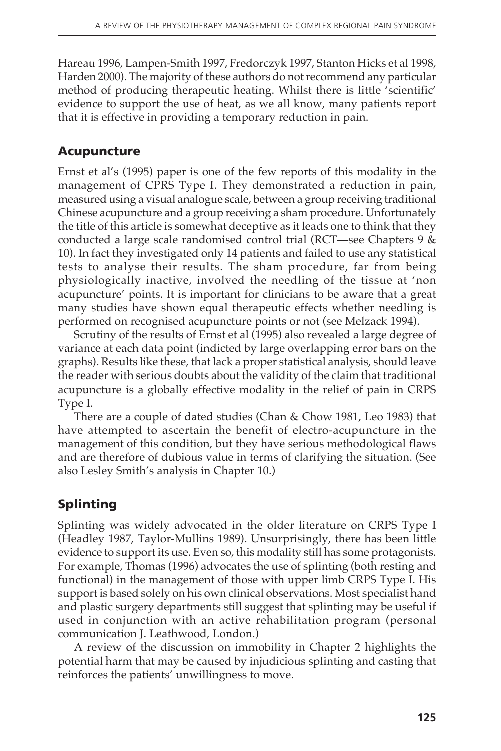Hareau 1996, Lampen-Smith 1997, Fredorczyk 1997, Stanton Hicks et al 1998, Harden 2000). The majority of these authors do not recommend any particular method of producing therapeutic heating. Whilst there is little 'scientific' evidence to support the use of heat, as we all know, many patients report that it is effective in providing a temporary reduction in pain.

## Acupuncture

Ernst et al's (1995) paper is one of the few reports of this modality in the management of CPRS Type I. They demonstrated a reduction in pain, measured using a visual analogue scale, between a group receiving traditional Chinese acupuncture and a group receiving a sham procedure. Unfortunately the title of this article is somewhat deceptive as it leads one to think that they conducted a large scale randomised control trial (RCT—see Chapters 9 & 10). In fact they investigated only 14 patients and failed to use any statistical tests to analyse their results. The sham procedure, far from being physiologically inactive, involved the needling of the tissue at 'non acupuncture' points. It is important for clinicians to be aware that a great many studies have shown equal therapeutic effects whether needling is performed on recognised acupuncture points or not (see Melzack 1994).

Scrutiny of the results of Ernst et al (1995) also revealed a large degree of variance at each data point (indicted by large overlapping error bars on the graphs). Results like these, that lack a proper statistical analysis, should leave the reader with serious doubts about the validity of the claim that traditional acupuncture is a globally effective modality in the relief of pain in CRPS Type I.

There are a couple of dated studies (Chan & Chow 1981, Leo 1983) that have attempted to ascertain the benefit of electro-acupuncture in the management of this condition, but they have serious methodological flaws and are therefore of dubious value in terms of clarifying the situation. (See also Lesley Smith's analysis in Chapter 10.)

## Splinting

Splinting was widely advocated in the older literature on CRPS Type I (Headley 1987, Taylor-Mullins 1989). Unsurprisingly, there has been little evidence to support its use. Even so, this modality still has some protagonists. For example, Thomas (1996) advocates the use of splinting (both resting and functional) in the management of those with upper limb CRPS Type I. His support is based solely on his own clinical observations. Most specialist hand and plastic surgery departments still suggest that splinting may be useful if used in conjunction with an active rehabilitation program (personal communication J. Leathwood, London.)

A review of the discussion on immobility in Chapter 2 highlights the potential harm that may be caused by injudicious splinting and casting that reinforces the patients' unwillingness to move.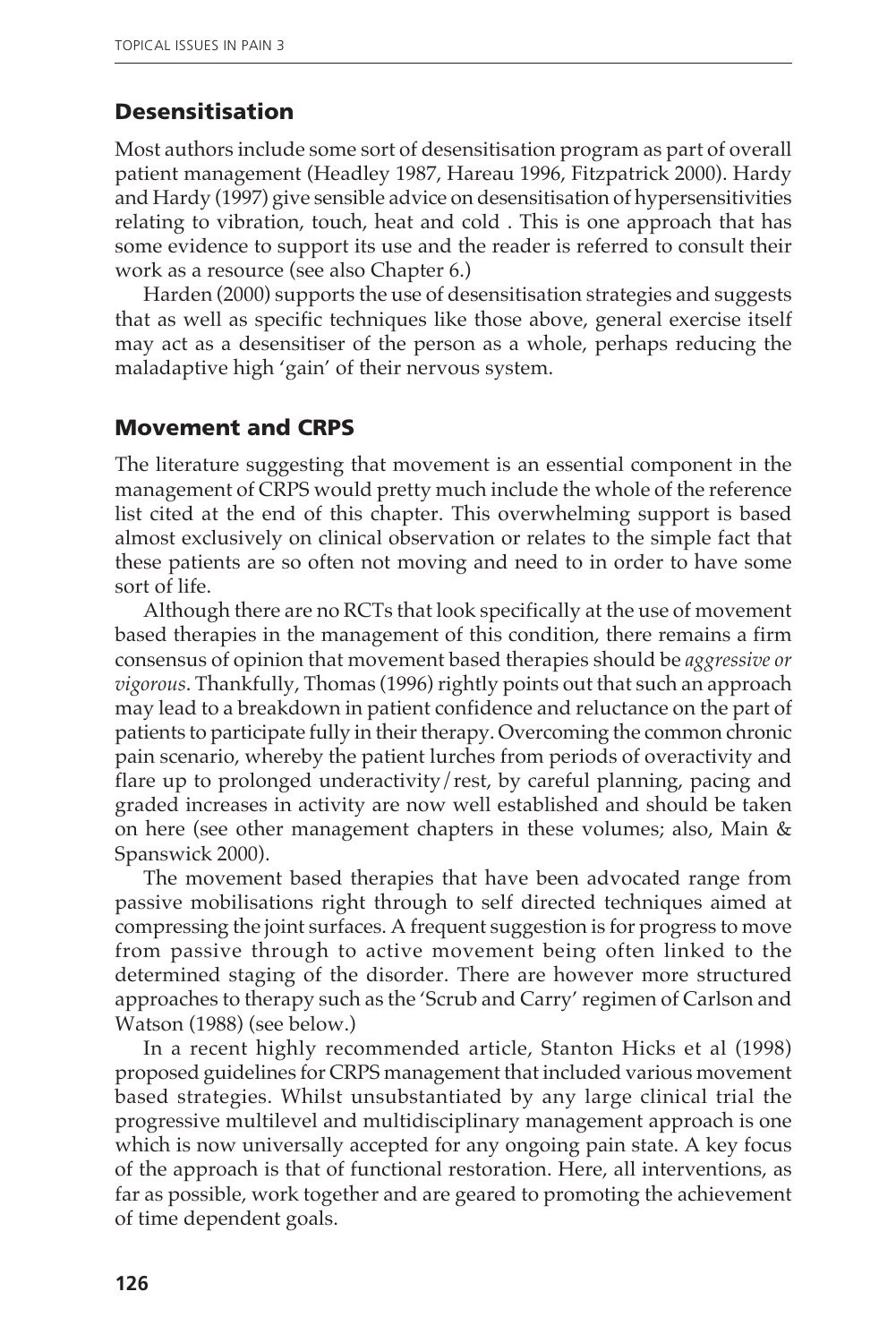## Desensitisation

Most authors include some sort of desensitisation program as part of overall patient management (Headley 1987, Hareau 1996, Fitzpatrick 2000). Hardy and Hardy (1997) give sensible advice on desensitisation of hypersensitivities relating to vibration, touch, heat and cold . This is one approach that has some evidence to support its use and the reader is referred to consult their work as a resource (see also Chapter 6.)

Harden (2000) supports the use of desensitisation strategies and suggests that as well as specific techniques like those above, general exercise itself may act as a desensitiser of the person as a whole, perhaps reducing the maladaptive high 'gain' of their nervous system.

## Movement and CRPS

The literature suggesting that movement is an essential component in the management of CRPS would pretty much include the whole of the reference list cited at the end of this chapter. This overwhelming support is based almost exclusively on clinical observation or relates to the simple fact that these patients are so often not moving and need to in order to have some sort of life.

Although there are no RCTs that look specifically at the use of movement based therapies in the management of this condition, there remains a firm consensus of opinion that movement based therapies should be *aggressive or vigorous*. Thankfully, Thomas (1996) rightly points out that such an approach may lead to a breakdown in patient confidence and reluctance on the part of patients to participate fully in their therapy. Overcoming the common chronic pain scenario, whereby the patient lurches from periods of overactivity and flare up to prolonged underactivity/rest, by careful planning, pacing and graded increases in activity are now well established and should be taken on here (see other management chapters in these volumes; also, Main & Spanswick 2000).

The movement based therapies that have been advocated range from passive mobilisations right through to self directed techniques aimed at compressing the joint surfaces. A frequent suggestion is for progress to move from passive through to active movement being often linked to the determined staging of the disorder. There are however more structured approaches to therapy such as the 'Scrub and Carry' regimen of Carlson and Watson (1988) (see below.)

In a recent highly recommended article, Stanton Hicks et al (1998) proposed guidelines for CRPS management that included various movement based strategies. Whilst unsubstantiated by any large clinical trial the progressive multilevel and multidisciplinary management approach is one which is now universally accepted for any ongoing pain state. A key focus of the approach is that of functional restoration. Here, all interventions, as far as possible, work together and are geared to promoting the achievement of time dependent goals.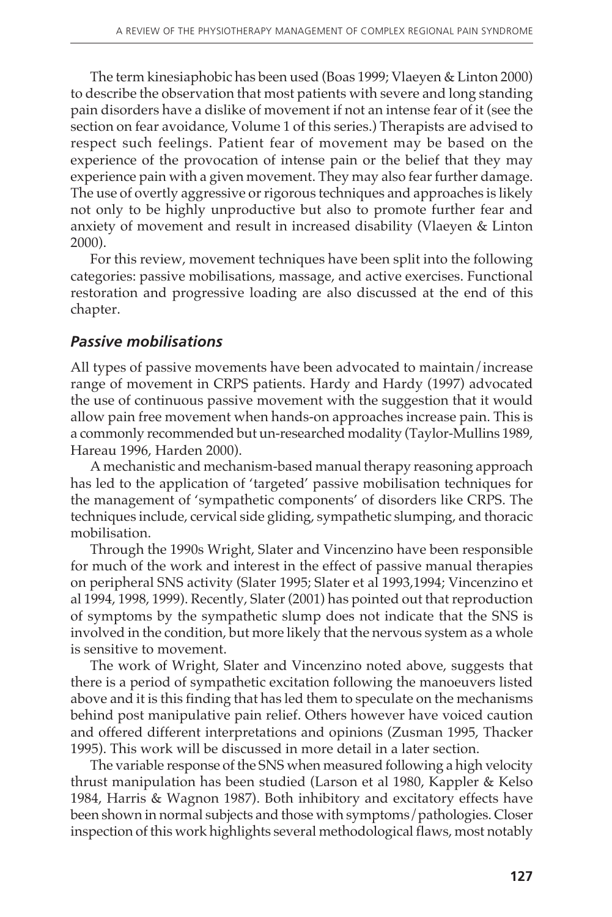The term kinesiaphobic has been used (Boas 1999; Vlaeyen & Linton 2000) to describe the observation that most patients with severe and long standing pain disorders have a dislike of movement if not an intense fear of it (see the section on fear avoidance, Volume 1 of this series.) Therapists are advised to respect such feelings. Patient fear of movement may be based on the experience of the provocation of intense pain or the belief that they may experience pain with a given movement. They may also fear further damage. The use of overtly aggressive or rigorous techniques and approaches is likely not only to be highly unproductive but also to promote further fear and anxiety of movement and result in increased disability (Vlaeyen & Linton 2000).

For this review, movement techniques have been split into the following categories: passive mobilisations, massage, and active exercises. Functional restoration and progressive loading are also discussed at the end of this chapter.

### *Passive mobilisations*

All types of passive movements have been advocated to maintain/increase range of movement in CRPS patients. Hardy and Hardy (1997) advocated the use of continuous passive movement with the suggestion that it would allow pain free movement when hands-on approaches increase pain. This is a commonly recommended but un-researched modality (Taylor-Mullins 1989, Hareau 1996, Harden 2000).

A mechanistic and mechanism-based manual therapy reasoning approach has led to the application of 'targeted' passive mobilisation techniques for the management of 'sympathetic components' of disorders like CRPS. The techniques include, cervical side gliding, sympathetic slumping, and thoracic mobilisation.

Through the 1990s Wright, Slater and Vincenzino have been responsible for much of the work and interest in the effect of passive manual therapies on peripheral SNS activity (Slater 1995; Slater et al 1993,1994; Vincenzino et al 1994, 1998, 1999). Recently, Slater (2001) has pointed out that reproduction of symptoms by the sympathetic slump does not indicate that the SNS is involved in the condition, but more likely that the nervous system as a whole is sensitive to movement.

The work of Wright, Slater and Vincenzino noted above, suggests that there is a period of sympathetic excitation following the manoeuvers listed above and it is this finding that has led them to speculate on the mechanisms behind post manipulative pain relief. Others however have voiced caution and offered different interpretations and opinions (Zusman 1995, Thacker 1995). This work will be discussed in more detail in a later section.

The variable response of the SNS when measured following a high velocity thrust manipulation has been studied (Larson et al 1980, Kappler & Kelso 1984, Harris & Wagnon 1987). Both inhibitory and excitatory effects have been shown in normal subjects and those with symptoms/pathologies. Closer inspection of this work highlights several methodological flaws, most notably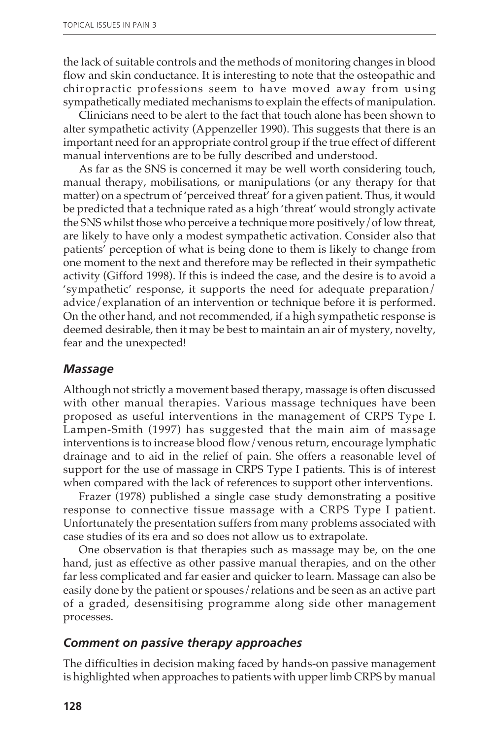the lack of suitable controls and the methods of monitoring changes in blood flow and skin conductance. It is interesting to note that the osteopathic and chiropractic professions seem to have moved away from using sympathetically mediated mechanisms to explain the effects of manipulation.

Clinicians need to be alert to the fact that touch alone has been shown to alter sympathetic activity (Appenzeller 1990). This suggests that there is an important need for an appropriate control group if the true effect of different manual interventions are to be fully described and understood.

As far as the SNS is concerned it may be well worth considering touch, manual therapy, mobilisations, or manipulations (or any therapy for that matter) on a spectrum of 'perceived threat' for a given patient. Thus, it would be predicted that a technique rated as a high 'threat' would strongly activate the SNS whilst those who perceive a technique more positively/of low threat, are likely to have only a modest sympathetic activation. Consider also that patients' perception of what is being done to them is likely to change from one moment to the next and therefore may be reflected in their sympathetic activity (Gifford 1998). If this is indeed the case, and the desire is to avoid a 'sympathetic' response, it supports the need for adequate preparation/advice/explanation of an intervention or technique before it is performed. On the other hand, and not recommended, if a high sympathetic response is deemed desirable, then it may be best to maintain an air of mystery, novelty, fear and the unexpected!

### *Massage*

Although not strictly a movement based therapy, massage is often discussed with other manual therapies. Various massage techniques have been proposed as useful interventions in the management of CRPS Type I. Lampen-Smith (1997) has suggested that the main aim of massage interventions is to increase blood flow/venous return, encourage lymphatic drainage and to aid in the relief of pain. She offers a reasonable level of support for the use of massage in CRPS Type I patients. This is of interest when compared with the lack of references to support other interventions.

Frazer (1978) published a single case study demonstrating a positive response to connective tissue massage with a CRPS Type I patient. Unfortunately the presentation suffers from many problems associated with case studies of its era and so does not allow us to extrapolate.

One observation is that therapies such as massage may be, on the one hand, just as effective as other passive manual therapies, and on the other far less complicated and far easier and quicker to learn. Massage can also be easily done by the patient or spouses/relations and be seen as an active part of a graded, desensitising programme along side other management processes.

### *Comment on passive therapy approaches*

The difficulties in decision making faced by hands-on passive management is highlighted when approaches to patients with upper limb CRPS by manual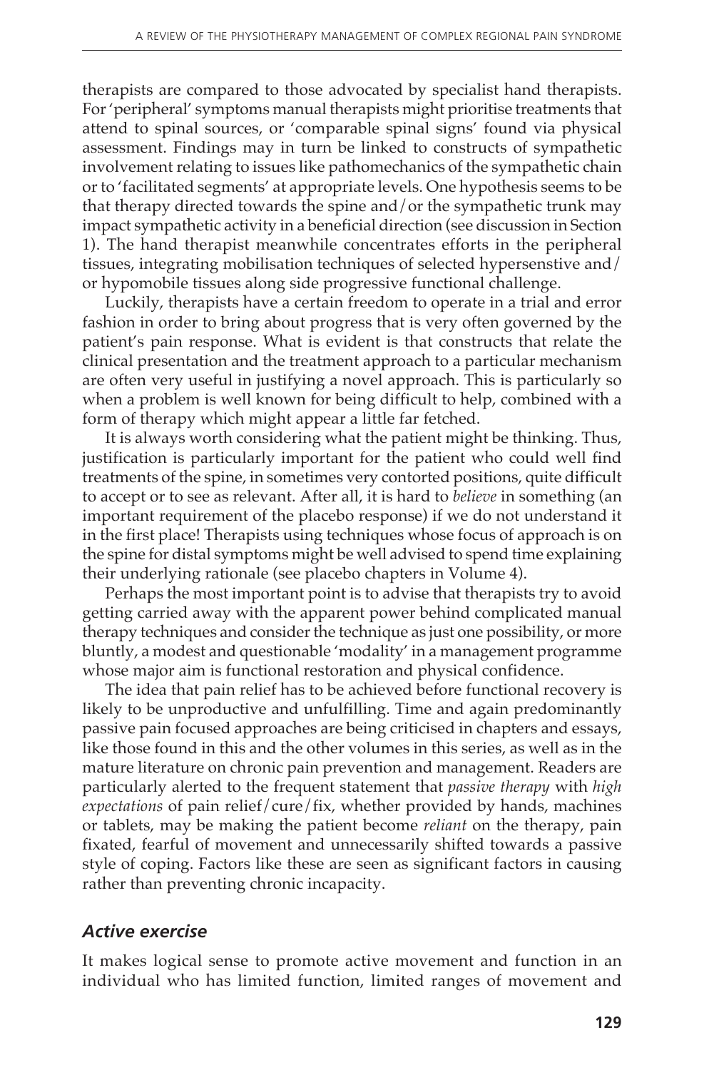therapists are compared to those advocated by specialist hand therapists. For 'peripheral' symptoms manual therapists might prioritise treatments that attend to spinal sources, or 'comparable spinal signs' found via physical assessment. Findings may in turn be linked to constructs of sympathetic involvement relating to issues like pathomechanics of the sympathetic chain or to 'facilitated segments' at appropriate levels. One hypothesis seems to be that therapy directed towards the spine and/or the sympathetic trunk may impact sympathetic activity in a beneficial direction (see discussion in Section 1). The hand therapist meanwhile concentrates efforts in the peripheral tissues, integrating mobilisation techniques of selected hypersenstive and/or hypomobile tissues along side progressive functional challenge.

Luckily, therapists have a certain freedom to operate in a trial and error fashion in order to bring about progress that is very often governed by the patient's pain response. What is evident is that constructs that relate the clinical presentation and the treatment approach to a particular mechanism are often very useful in justifying a novel approach. This is particularly so when a problem is well known for being difficult to help, combined with a form of therapy which might appear a little far fetched.

It is always worth considering what the patient might be thinking. Thus, justification is particularly important for the patient who could well find treatments of the spine, in sometimes very contorted positions, quite difficult to accept or to see as relevant. After all, it is hard to *believe* in something (an important requirement of the placebo response) if we do not understand it in the first place! Therapists using techniques whose focus of approach is on the spine for distal symptoms might be well advised to spend time explaining their underlying rationale (see placebo chapters in Volume 4).

Perhaps the most important point is to advise that therapists try to avoid getting carried away with the apparent power behind complicated manual therapy techniques and consider the technique as just one possibility, or more bluntly, a modest and questionable 'modality' in a management programme whose major aim is functional restoration and physical confidence.

The idea that pain relief has to be achieved before functional recovery is likely to be unproductive and unfulfilling. Time and again predominantly passive pain focused approaches are being criticised in chapters and essays, like those found in this and the other volumes in this series, as well as in the mature literature on chronic pain prevention and management. Readers are particularly alerted to the frequent statement that *passive therapy* with *high expectations* of pain relief/cure/fix, whether provided by hands, machines or tablets, may be making the patient become *reliant* on the therapy, pain fixated, fearful of movement and unnecessarily shifted towards a passive style of coping. Factors like these are seen as significant factors in causing rather than preventing chronic incapacity.

### *Active exercise*

It makes logical sense to promote active movement and function in an individual who has limited function, limited ranges of movement and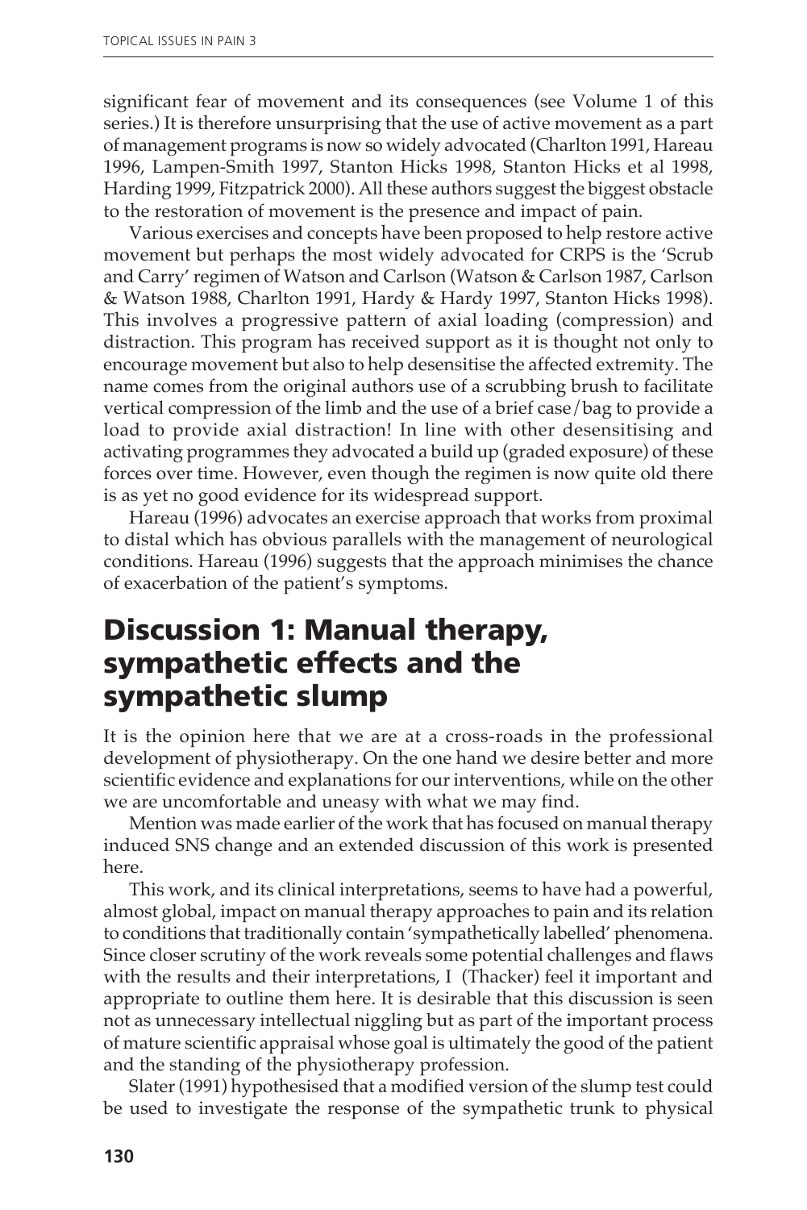significant fear of movement and its consequences (see Volume 1 of this series.) It is therefore unsurprising that the use of active movement as a part of management programs is now so widely advocated (Charlton 1991, Hareau 1996, Lampen-Smith 1997, Stanton Hicks 1998, Stanton Hicks et al 1998, Harding 1999, Fitzpatrick 2000). All these authors suggest the biggest obstacle to the restoration of movement is the presence and impact of pain.

Various exercises and concepts have been proposed to help restore active movement but perhaps the most widely advocated for CRPS is the 'Scrub and Carry' regimen of Watson and Carlson (Watson & Carlson 1987, Carlson & Watson 1988, Charlton 1991, Hardy & Hardy 1997, Stanton Hicks 1998). This involves a progressive pattern of axial loading (compression) and distraction. This program has received support as it is thought not only to encourage movement but also to help desensitise the affected extremity. The name comes from the original authors use of a scrubbing brush to facilitate vertical compression of the limb and the use of a brief case/bag to provide a load to provide axial distraction! In line with other desensitising and activating programmes they advocated a build up (graded exposure) of these forces over time. However, even though the regimen is now quite old there is as yet no good evidence for its widespread support.

Hareau (1996) advocates an exercise approach that works from proximal to distal which has obvious parallels with the management of neurological conditions. Hareau (1996) suggests that the approach minimises the chance of exacerbation of the patient's symptoms.

# Discussion 1: Manual therapy, sympathetic effects and the sympathetic slump

It is the opinion here that we are at a cross-roads in the professional development of physiotherapy. On the one hand we desire better and more scientific evidence and explanations for our interventions, while on the other we are uncomfortable and uneasy with what we may find.

Mention was made earlier of the work that has focused on manual therapy induced SNS change and an extended discussion of this work is presented here.

This work, and its clinical interpretations, seems to have had a powerful, almost global, impact on manual therapy approaches to pain and its relation to conditions that traditionally contain 'sympathetically labelled' phenomena. Since closer scrutiny of the work reveals some potential challenges and flaws with the results and their interpretations, I (Thacker) feel it important and appropriate to outline them here. It is desirable that this discussion is seen not as unnecessary intellectual niggling but as part of the important process of mature scientific appraisal whose goal is ultimately the good of the patient and the standing of the physiotherapy profession.

Slater (1991) hypothesised that a modified version of the slump test could be used to investigate the response of the sympathetic trunk to physical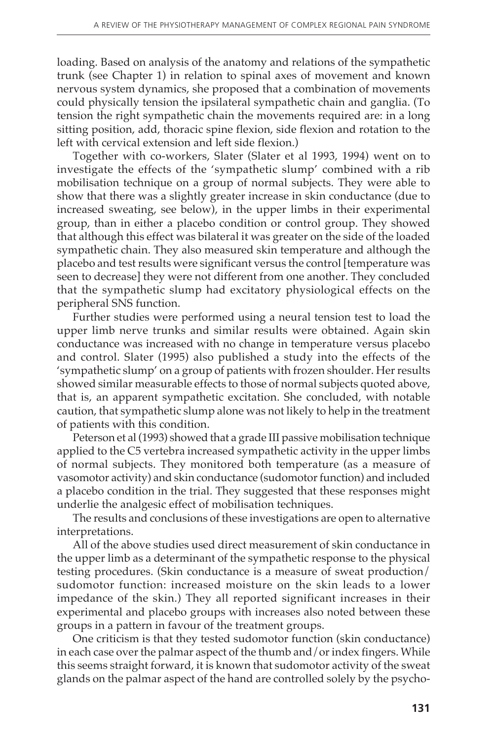loading. Based on analysis of the anatomy and relations of the sympathetic trunk (see Chapter 1) in relation to spinal axes of movement and known nervous system dynamics, she proposed that a combination of movements could physically tension the ipsilateral sympathetic chain and ganglia. (To tension the right sympathetic chain the movements required are: in a long sitting position, add, thoracic spine flexion, side flexion and rotation to the left with cervical extension and left side flexion.)

Together with co-workers, Slater (Slater et al 1993, 1994) went on to investigate the effects of the 'sympathetic slump' combined with a rib mobilisation technique on a group of normal subjects. They were able to show that there was a slightly greater increase in skin conductance (due to increased sweating, see below), in the upper limbs in their experimental group, than in either a placebo condition or control group. They showed that although this effect was bilateral it was greater on the side of the loaded sympathetic chain. They also measured skin temperature and although the placebo and test results were significant versus the control [temperature was seen to decrease] they were not different from one another. They concluded that the sympathetic slump had excitatory physiological effects on the peripheral SNS function.

Further studies were performed using a neural tension test to load the upper limb nerve trunks and similar results were obtained. Again skin conductance was increased with no change in temperature versus placebo and control. Slater (1995) also published a study into the effects of the 'sympathetic slump' on a group of patients with frozen shoulder. Her results showed similar measurable effects to those of normal subjects quoted above, that is, an apparent sympathetic excitation. She concluded, with notable caution, that sympathetic slump alone was not likely to help in the treatment of patients with this condition.

Peterson et al (1993) showed that a grade III passive mobilisation technique applied to the C5 vertebra increased sympathetic activity in the upper limbs of normal subjects. They monitored both temperature (as a measure of vasomotor activity) and skin conductance (sudomotor function) and included a placebo condition in the trial. They suggested that these responses might underlie the analgesic effect of mobilisation techniques.

The results and conclusions of these investigations are open to alternative interpretations.

All of the above studies used direct measurement of skin conductance in the upper limb as a determinant of the sympathetic response to the physical testing procedures. (Skin conductance is a measure of sweat production/ sudomotor function: increased moisture on the skin leads to a lower impedance of the skin.) They all reported significant increases in their experimental and placebo groups with increases also noted between these groups in a pattern in favour of the treatment groups.

One criticism is that they tested sudomotor function (skin conductance) in each case over the palmar aspect of the thumb and/or index fingers. While this seems straight forward, it is known that sudomotor activity of the sweat glands on the palmar aspect of the hand are controlled solely by the psycho-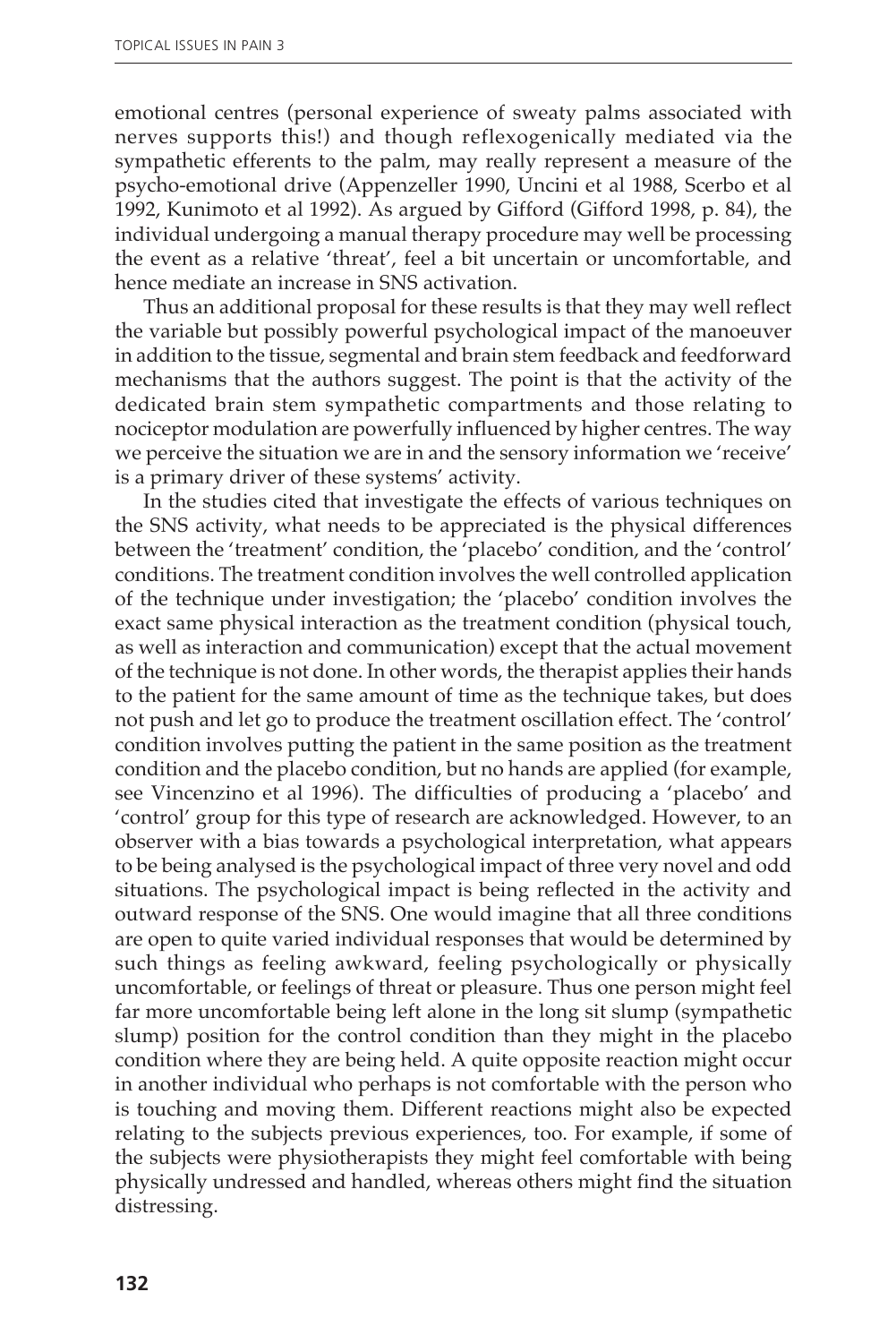emotional centres (personal experience of sweaty palms associated with nerves supports this!) and though reflexogenically mediated via the sympathetic efferents to the palm, may really represent a measure of the psycho-emotional drive (Appenzeller 1990, Uncini et al 1988, Scerbo et al 1992, Kunimoto et al 1992). As argued by Gifford (Gifford 1998, p. 84), the individual undergoing a manual therapy procedure may well be processing the event as a relative 'threat', feel a bit uncertain or uncomfortable, and hence mediate an increase in SNS activation.

Thus an additional proposal for these results is that they may well reflect the variable but possibly powerful psychological impact of the manoeuver in addition to the tissue, segmental and brain stem feedback and feedforward mechanisms that the authors suggest. The point is that the activity of the dedicated brain stem sympathetic compartments and those relating to nociceptor modulation are powerfully influenced by higher centres. The way we perceive the situation we are in and the sensory information we 'receive' is a primary driver of these systems' activity.

In the studies cited that investigate the effects of various techniques on the SNS activity, what needs to be appreciated is the physical differences between the 'treatment' condition, the 'placebo' condition, and the 'control' conditions. The treatment condition involves the well controlled application of the technique under investigation; the 'placebo' condition involves the exact same physical interaction as the treatment condition (physical touch, as well as interaction and communication) except that the actual movement of the technique is not done. In other words, the therapist applies their hands to the patient for the same amount of time as the technique takes, but does not push and let go to produce the treatment oscillation effect. The 'control' condition involves putting the patient in the same position as the treatment condition and the placebo condition, but no hands are applied (for example, see Vincenzino et al 1996). The difficulties of producing a 'placebo' and 'control' group for this type of research are acknowledged. However, to an observer with a bias towards a psychological interpretation, what appears to be being analysed is the psychological impact of three very novel and odd situations. The psychological impact is being reflected in the activity and outward response of the SNS. One would imagine that all three conditions are open to quite varied individual responses that would be determined by such things as feeling awkward, feeling psychologically or physically uncomfortable, or feelings of threat or pleasure. Thus one person might feel far more uncomfortable being left alone in the long sit slump (sympathetic slump) position for the control condition than they might in the placebo condition where they are being held. A quite opposite reaction might occur in another individual who perhaps is not comfortable with the person who is touching and moving them. Different reactions might also be expected relating to the subjects previous experiences, too. For example, if some of the subjects were physiotherapists they might feel comfortable with being physically undressed and handled, whereas others might find the situation distressing.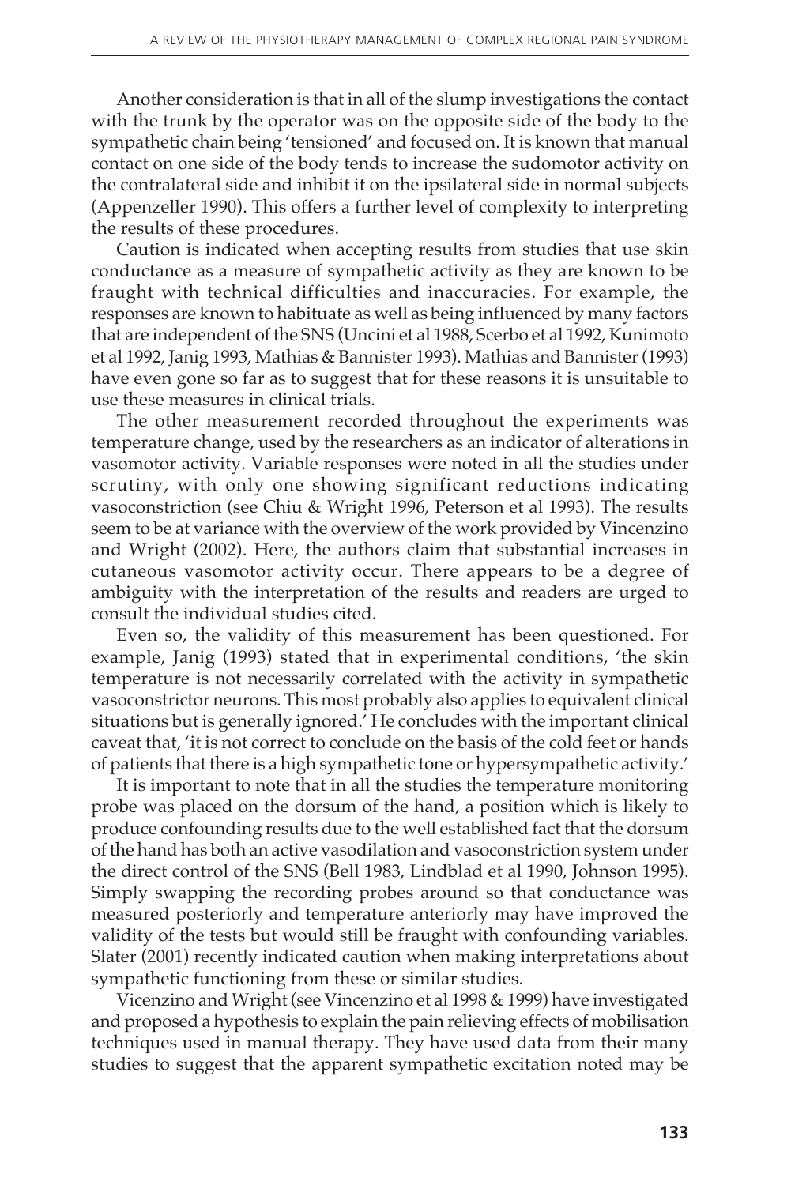Another consideration is that in all of the slump investigations the contact with the trunk by the operator was on the opposite side of the body to the sympathetic chain being 'tensioned' and focused on. It is known that manual contact on one side of the body tends to increase the sudomotor activity on the contralateral side and inhibit it on the ipsilateral side in normal subjects (Appenzeller 1990). This offers a further level of complexity to interpreting the results of these procedures.

Caution is indicated when accepting results from studies that use skin conductance as a measure of sympathetic activity as they are known to be fraught with technical difficulties and inaccuracies. For example, the responses are known to habituate as well as being influenced by many factors that are independent of the SNS (Uncini et al 1988, Scerbo et al 1992, Kunimoto et al 1992, Janig 1993, Mathias & Bannister 1993). Mathias and Bannister (1993) have even gone so far as to suggest that for these reasons it is unsuitable to use these measures in clinical trials.

The other measurement recorded throughout the experiments was temperature change, used by the researchers as an indicator of alterations in vasomotor activity. Variable responses were noted in all the studies under scrutiny, with only one showing significant reductions indicating vasoconstriction (see Chiu & Wright 1996, Peterson et al 1993). The results seem to be at variance with the overview of the work provided by Vincenzino and Wright (2002). Here, the authors claim that substantial increases in cutaneous vasomotor activity occur. There appears to be a degree of ambiguity with the interpretation of the results and readers are urged to consult the individual studies cited.

Even so, the validity of this measurement has been questioned. For example, Janig (1993) stated that in experimental conditions, 'the skin temperature is not necessarily correlated with the activity in sympathetic vasoconstrictor neurons. This most probably also applies to equivalent clinical situations but is generally ignored.' He concludes with the important clinical caveat that, 'it is not correct to conclude on the basis of the cold feet or hands of patients that there is a high sympathetic tone or hypersympathetic activity.'

It is important to note that in all the studies the temperature monitoring probe was placed on the dorsum of the hand, a position which is likely to produce confounding results due to the well established fact that the dorsum of the hand has both an active vasodilation and vasoconstriction system under the direct control of the SNS (Bell 1983, Lindblad et al 1990, Johnson 1995). Simply swapping the recording probes around so that conductance was measured posteriorly and temperature anteriorly may have improved the validity of the tests but would still be fraught with confounding variables. Slater (2001) recently indicated caution when making interpretations about sympathetic functioning from these or similar studies.

Vicenzino and Wright (see Vincenzino et al 1998 & 1999) have investigated and proposed a hypothesis to explain the pain relieving effects of mobilisation techniques used in manual therapy. They have used data from their many studies to suggest that the apparent sympathetic excitation noted may be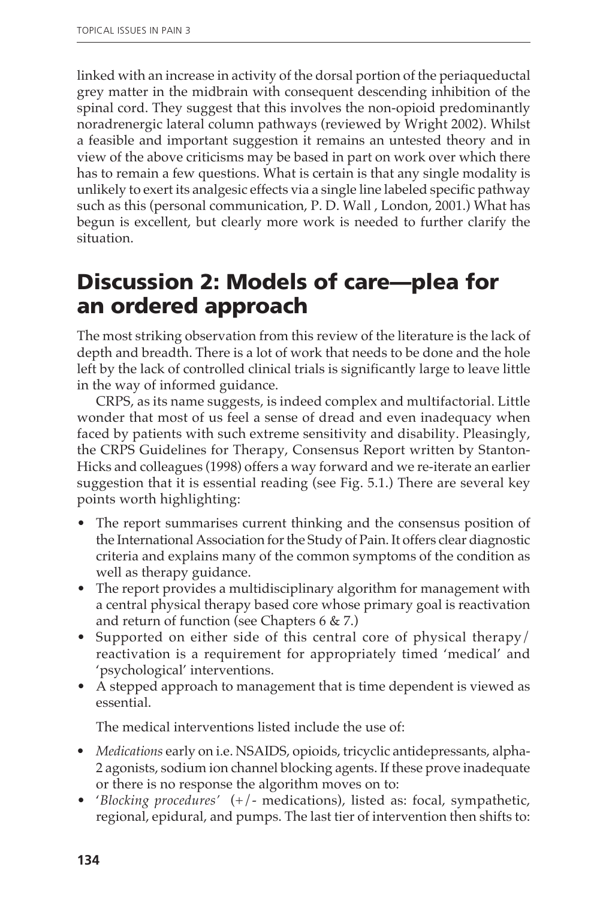linked with an increase in activity of the dorsal portion of the periaqueductal grey matter in the midbrain with consequent descending inhibition of the spinal cord. They suggest that this involves the non-opioid predominantly noradrenergic lateral column pathways (reviewed by Wright 2002). Whilst a feasible and important suggestion it remains an untested theory and in view of the above criticisms may be based in part on work over which there has to remain a few questions. What is certain is that any single modality is unlikely to exert its analgesic effects via a single line labeled specific pathway such as this (personal communication, P. D. Wall , London, 2001.) What has begun is excellent, but clearly more work is needed to further clarify the situation.

## Discussion 2: Models of care—plea for an ordered approach

The most striking observation from this review of the literature is the lack of depth and breadth. There is a lot of work that needs to be done and the hole left by the lack of controlled clinical trials is significantly large to leave little in the way of informed guidance.

CRPS, as its name suggests, is indeed complex and multifactorial. Little wonder that most of us feel a sense of dread and even inadequacy when faced by patients with such extreme sensitivity and disability. Pleasingly, the CRPS Guidelines for Therapy, Consensus Report written by Stanton-Hicks and colleagues (1998) offers a way forward and we re-iterate an earlier suggestion that it is essential reading (see Fig. 5.1.) There are several key points worth highlighting:

- The report summarises current thinking and the consensus position of the International Association for the Study of Pain. It offers clear diagnostic criteria and explains many of the common symptoms of the condition as well as therapy guidance.
- The report provides a multidisciplinary algorithm for management with a central physical therapy based core whose primary goal is reactivation and return of function (see Chapters 6 & 7.)
- Supported on either side of this central core of physical therapy/ reactivation is a requirement for appropriately timed 'medical' and 'psychological' interventions.
- A stepped approach to management that is time dependent is viewed as essential.

The medical interventions listed include the use of:

- *Medications* early on i.e. NSAIDS, opioids, tricyclic antidepressants, alpha-2 agonists, sodium ion channel blocking agents. If these prove inadequate or there is no response the algorithm moves on to:
- '*Blocking procedures*' (+/- medications), listed as: focal, sympathetic, regional, epidural, and pumps. The last tier of intervention then shifts to: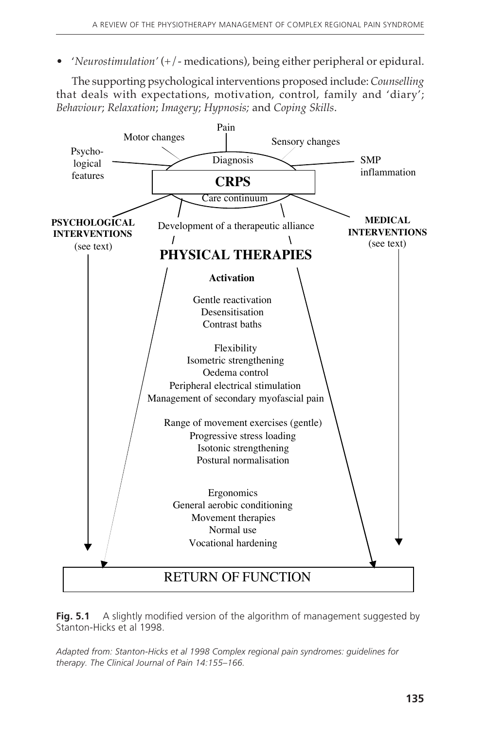- '*Neurostimulation*' (+/- medications), being either peripheral or epidural.

The supporting psychological interventions proposed include: *Counselling* that deals with expectations, motivation, control, family and 'diary'; *Behaviour*; *Relaxation*; *Imagery*; *Hypnosis;* and *Coping Skills*.

Pain

Motor changes

Sensory changes

Psychological features

Diagnosis

SMP inflammation

**CRPS**

Care continuum

**PSYCHOLOGICAL INTERVENTIONS** (see text)

Development of a therapeutic alliance

**MEDICAL INTERVENTIONS** (see text)

**PHYSICAL THERAPIES**

**Activation**

Gentle reactivation
Desensitisation
Contrast baths

Flexibility
Isometric strengthening
Oedema control
Peripheral electrical stimulation
Management of secondary myofascial pain

Range of movement exercises (gentle)
Progressive stress loading
Isotonic strengthening
Postural normalisation

Ergonomics
General aerobic conditioning
Movement therapies
Normal use
Vocational hardening

RETURN OF FUNCTION

**Fig. 5.1** A slightly modified version of the algorithm of management suggested by Stanton-Hicks et al 1998.

*Adapted from: Stanton-Hicks et al 1998 Complex regional pain syndromes: guidelines for therapy. The Clinical Journal of Pain 14:155–166.*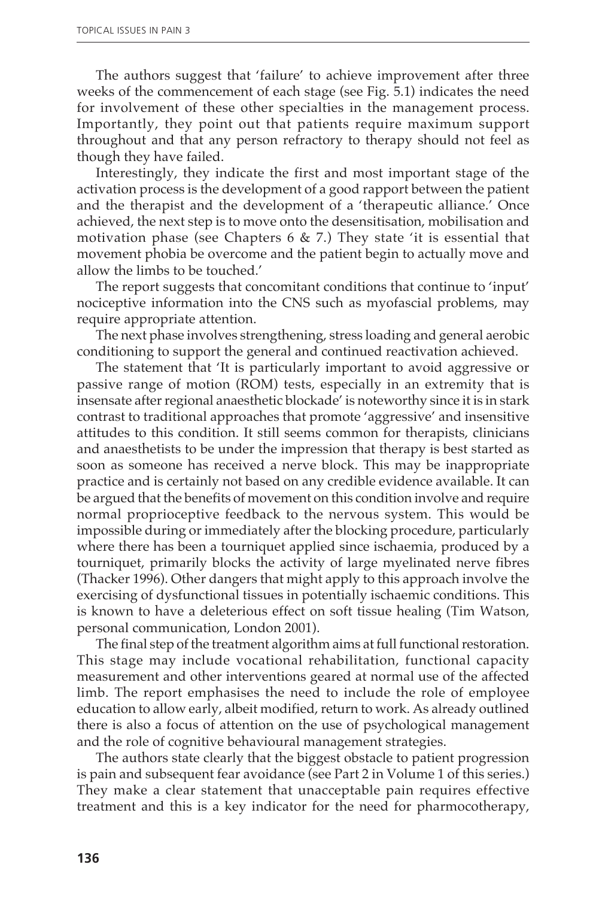The authors suggest that 'failure' to achieve improvement after three weeks of the commencement of each stage (see Fig. 5.1) indicates the need for involvement of these other specialties in the management process. Importantly, they point out that patients require maximum support throughout and that any person refractory to therapy should not feel as though they have failed.

Interestingly, they indicate the first and most important stage of the activation process is the development of a good rapport between the patient and the therapist and the development of a 'therapeutic alliance.' Once achieved, the next step is to move onto the desensitisation, mobilisation and motivation phase (see Chapters 6 & 7.) They state 'it is essential that movement phobia be overcome and the patient begin to actually move and allow the limbs to be touched.'

The report suggests that concomitant conditions that continue to 'input' nociceptive information into the CNS such as myofascial problems, may require appropriate attention.

The next phase involves strengthening, stress loading and general aerobic conditioning to support the general and continued reactivation achieved.

The statement that 'It is particularly important to avoid aggressive or passive range of motion (ROM) tests, especially in an extremity that is insensate after regional anaesthetic blockade' is noteworthy since it is in stark contrast to traditional approaches that promote 'aggressive' and insensitive attitudes to this condition. It still seems common for therapists, clinicians and anaesthetists to be under the impression that therapy is best started as soon as someone has received a nerve block. This may be inappropriate practice and is certainly not based on any credible evidence available. It can be argued that the benefits of movement on this condition involve and require normal proprioceptive feedback to the nervous system. This would be impossible during or immediately after the blocking procedure, particularly where there has been a tourniquet applied since ischaemia, produced by a tourniquet, primarily blocks the activity of large myelinated nerve fibres (Thacker 1996). Other dangers that might apply to this approach involve the exercising of dysfunctional tissues in potentially ischaemic conditions. This is known to have a deleterious effect on soft tissue healing (Tim Watson, personal communication, London 2001).

The final step of the treatment algorithm aims at full functional restoration. This stage may include vocational rehabilitation, functional capacity measurement and other interventions geared at normal use of the affected limb. The report emphasises the need to include the role of employee education to allow early, albeit modified, return to work. As already outlined there is also a focus of attention on the use of psychological management and the role of cognitive behavioural management strategies.

The authors state clearly that the biggest obstacle to patient progression is pain and subsequent fear avoidance (see Part 2 in Volume 1 of this series.) They make a clear statement that unacceptable pain requires effective treatment and this is a key indicator for the need for pharmocotherapy,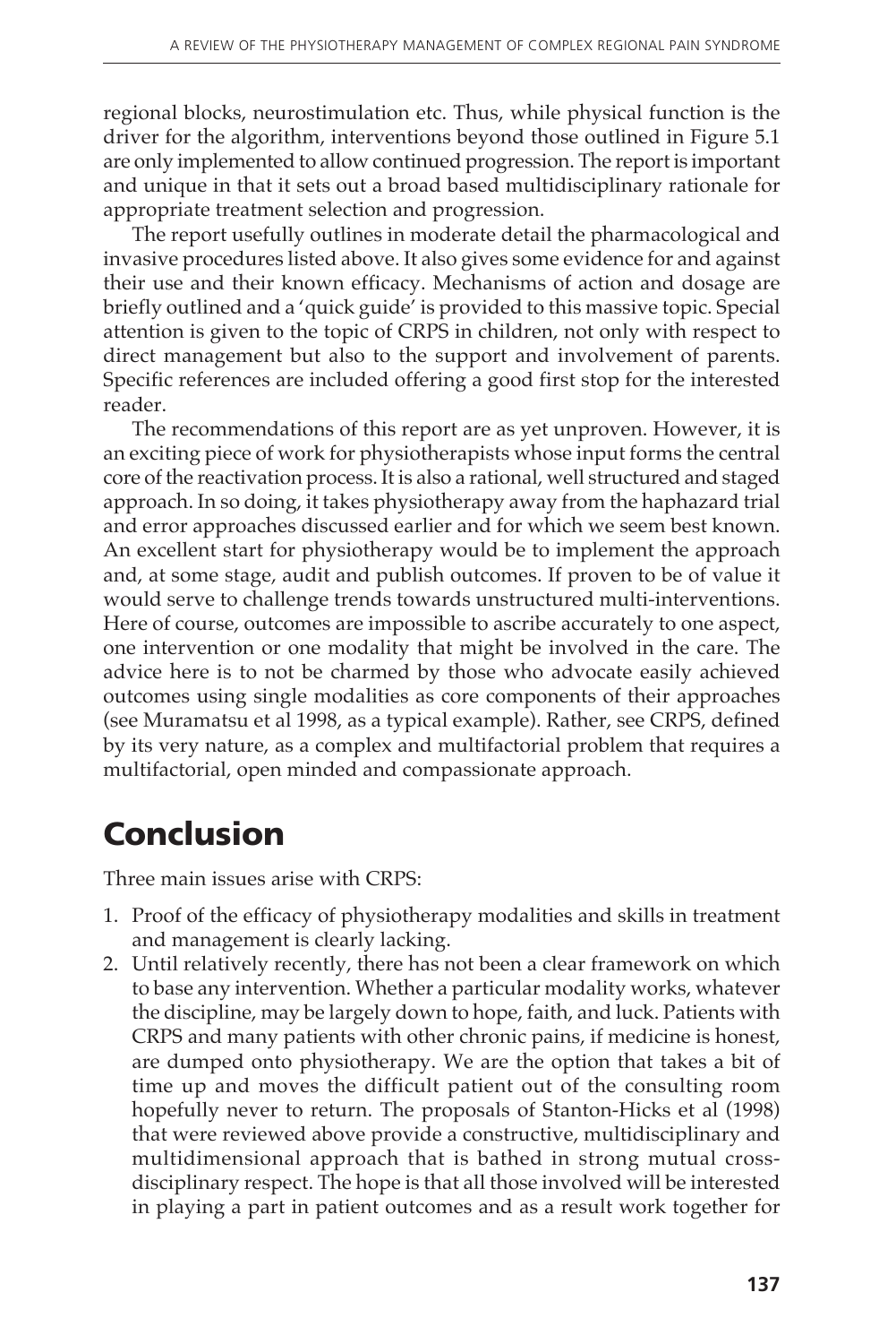regional blocks, neurostimulation etc. Thus, while physical function is the driver for the algorithm, interventions beyond those outlined in Figure 5.1 are only implemented to allow continued progression. The report is important and unique in that it sets out a broad based multidisciplinary rationale for appropriate treatment selection and progression.

The report usefully outlines in moderate detail the pharmacological and invasive procedures listed above. It also gives some evidence for and against their use and their known efficacy. Mechanisms of action and dosage are briefly outlined and a 'quick guide' is provided to this massive topic. Special attention is given to the topic of CRPS in children, not only with respect to direct management but also to the support and involvement of parents. Specific references are included offering a good first stop for the interested reader.

The recommendations of this report are as yet unproven. However, it is an exciting piece of work for physiotherapists whose input forms the central core of the reactivation process. It is also a rational, well structured and staged approach. In so doing, it takes physiotherapy away from the haphazard trial and error approaches discussed earlier and for which we seem best known. An excellent start for physiotherapy would be to implement the approach and, at some stage, audit and publish outcomes. If proven to be of value it would serve to challenge trends towards unstructured multi-interventions. Here of course, outcomes are impossible to ascribe accurately to one aspect, one intervention or one modality that might be involved in the care. The advice here is to not be charmed by those who advocate easily achieved outcomes using single modalities as core components of their approaches (see Muramatsu et al 1998, as a typical example). Rather, see CRPS, defined by its very nature, as a complex and multifactorial problem that requires a multifactorial, open minded and compassionate approach.

# Conclusion

Three main issues arise with CRPS:

1. Proof of the efficacy of physiotherapy modalities and skills in treatment and management is clearly lacking.
2. Until relatively recently, there has not been a clear framework on which to base any intervention. Whether a particular modality works, whatever the discipline, may be largely down to hope, faith, and luck. Patients with CRPS and many patients with other chronic pains, if medicine is honest, are dumped onto physiotherapy. We are the option that takes a bit of time up and moves the difficult patient out of the consulting room hopefully never to return. The proposals of Stanton-Hicks et al (1998) that were reviewed above provide a constructive, multidisciplinary and multidimensional approach that is bathed in strong mutual cross-disciplinary respect. The hope is that all those involved will be interested in playing a part in patient outcomes and as a result work together for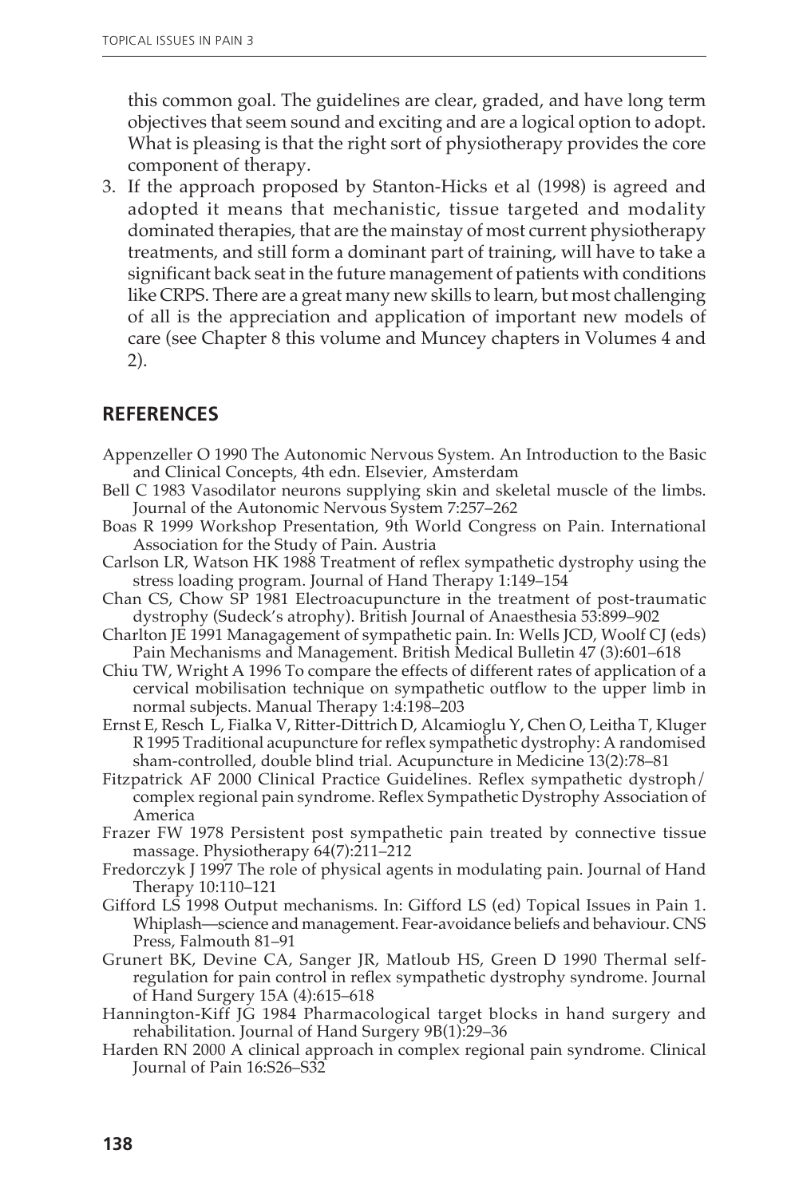this common goal. The guidelines are clear, graded, and have long term objectives that seem sound and exciting and are a logical option to adopt. What is pleasing is that the right sort of physiotherapy provides the core component of therapy.

3. If the approach proposed by Stanton-Hicks et al (1998) is agreed and adopted it means that mechanistic, tissue targeted and modality dominated therapies, that are the mainstay of most current physiotherapy treatments, and still form a dominant part of training, will have to take a significant back seat in the future management of patients with conditions like CRPS. There are a great many new skills to learn, but most challenging of all is the appreciation and application of important new models of care (see Chapter 8 this volume and Muncey chapters in Volumes 4 and 2).

## REFERENCES

Appenzeller O 1990 The Autonomic Nervous System. An Introduction to the Basic and Clinical Concepts, 4th edn. Elsevier, Amsterdam

Bell C 1983 Vasodilator neurons supplying skin and skeletal muscle of the limbs. Journal of the Autonomic Nervous System 7:257–262

Boas R 1999 Workshop Presentation, 9th World Congress on Pain. International Association for the Study of Pain. Austria

Carlson LR, Watson HK 1988 Treatment of reflex sympathetic dystrophy using the stress loading program. Journal of Hand Therapy 1:149–154

Chan CS, Chow SP 1981 Electroacupuncture in the treatment of post-traumatic dystrophy (Sudeck's atrophy). British Journal of Anaesthesia 53:899–902

Charlton JE 1991 Managagement of sympathetic pain. In: Wells JCD, Woolf CJ (eds) Pain Mechanisms and Management. British Medical Bulletin 47 (3):601–618

Chiu TW, Wright A 1996 To compare the effects of different rates of application of a cervical mobilisation technique on sympathetic outflow to the upper limb in normal subjects. Manual Therapy 1:4:198–203

Ernst E, Resch L, Fialka V, Ritter-Dittrich D, Alcamioglu Y, Chen O, Leitha T, Kluger R 1995 Traditional acupuncture for reflex sympathetic dystrophy: A randomised sham-controlled, double blind trial. Acupuncture in Medicine 13(2):78–81

Fitzpatrick AF 2000 Clinical Practice Guidelines. Reflex sympathetic dystroph/ complex regional pain syndrome. Reflex Sympathetic Dystrophy Association of America

Frazer FW 1978 Persistent post sympathetic pain treated by connective tissue massage. Physiotherapy 64(7):211–212

Fredorczyk J 1997 The role of physical agents in modulating pain. Journal of Hand Therapy 10:110–121

Gifford LS 1998 Output mechanisms. In: Gifford LS (ed) Topical Issues in Pain 1. Whiplash—science and management. Fear-avoidance beliefs and behaviour. CNS Press, Falmouth 81–91

Grunert BK, Devine CA, Sanger JR, Matloub HS, Green D 1990 Thermal self-regulation for pain control in reflex sympathetic dystrophy syndrome. Journal of Hand Surgery 15A (4):615–618

Hannington-Kiff JG 1984 Pharmacological target blocks in hand surgery and rehabilitation. Journal of Hand Surgery 9B(1):29–36

Harden RN 2000 A clinical approach in complex regional pain syndrome. Clinical Journal of Pain 16:S26–S32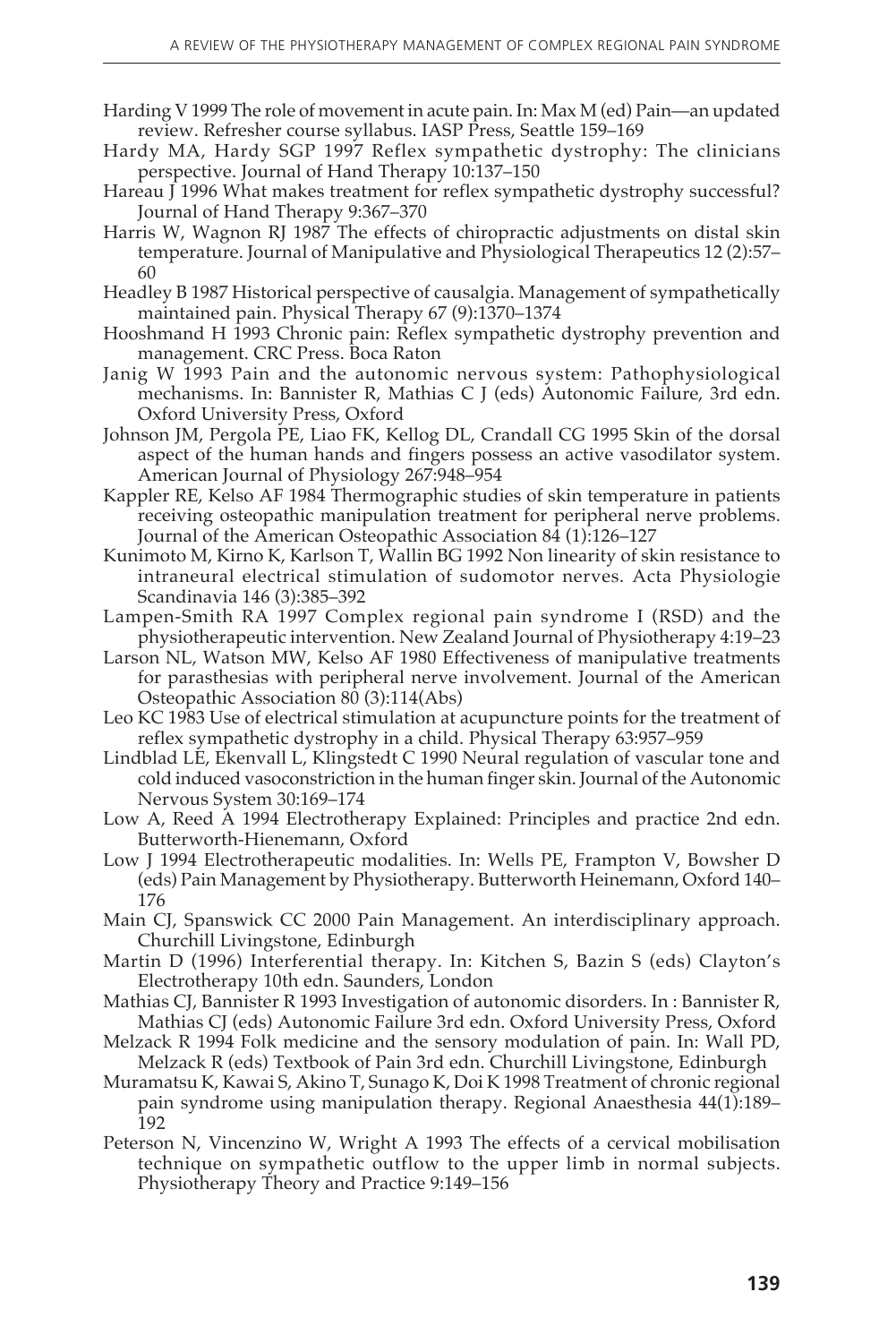Harding V 1999 The role of movement in acute pain. In: Max M (ed) Pain—an updated review. Refresher course syllabus. IASP Press, Seattle 159–169

Hardy MA, Hardy SGP 1997 Reflex sympathetic dystrophy: The clinicians perspective. Journal of Hand Therapy 10:137–150

Hareau J 1996 What makes treatment for reflex sympathetic dystrophy successful? Journal of Hand Therapy 9:367–370

Harris W, Wagnon RJ 1987 The effects of chiropractic adjustments on distal skin temperature. Journal of Manipulative and Physiological Therapeutics 12 (2):57–60

Headley B 1987 Historical perspective of causalgia. Management of sympathetically maintained pain. Physical Therapy 67 (9):1370–1374

Hooshmand H 1993 Chronic pain: Reflex sympathetic dystrophy prevention and management. CRC Press. Boca Raton

Janig W 1993 Pain and the autonomic nervous system: Pathophysiological mechanisms. In: Bannister R, Mathias C J (eds) Autonomic Failure, 3rd edn. Oxford University Press, Oxford

Johnson JM, Pergola PE, Liao FK, Kellog DL, Crandall CG 1995 Skin of the dorsal aspect of the human hands and fingers possess an active vasodilator system. American Journal of Physiology 267:948–954

Kappler RE, Kelso AF 1984 Thermographic studies of skin temperature in patients receiving osteopathic manipulation treatment for peripheral nerve problems. Journal of the American Osteopathic Association 84 (1):126–127

Kunimoto M, Kirno K, Karlson T, Wallin BG 1992 Non linearity of skin resistance to intraneural electrical stimulation of sudomotor nerves. Acta Physiologie Scandinavia 146 (3):385–392

Lampen-Smith RA 1997 Complex regional pain syndrome I (RSD) and the physiotherapeutic intervention. New Zealand Journal of Physiotherapy 4:19–23

Larson NL, Watson MW, Kelso AF 1980 Effectiveness of manipulative treatments for parasthesias with peripheral nerve involvement. Journal of the American Osteopathic Association 80 (3):114(Abs)

Leo KC 1983 Use of electrical stimulation at acupuncture points for the treatment of reflex sympathetic dystrophy in a child. Physical Therapy 63:957–959

Lindblad LE, Ekenvall L, Klingstedt C 1990 Neural regulation of vascular tone and cold induced vasoconstriction in the human finger skin. Journal of the Autonomic Nervous System 30:169–174

Low A, Reed A 1994 Electrotherapy Explained: Principles and practice 2nd edn. Butterworth-Hienemann, Oxford

Low J 1994 Electrotherapeutic modalities. In: Wells PE, Frampton V, Bowsher D (eds) Pain Management by Physiotherapy. Butterworth Heinemann, Oxford 140–176

Main CJ, Spanswick CC 2000 Pain Management. An interdisciplinary approach. Churchill Livingstone, Edinburgh

Martin D (1996) Interferential therapy. In: Kitchen S, Bazin S (eds) Clayton's Electrotherapy 10th edn. Saunders, London

Mathias CJ, Bannister R 1993 Investigation of autonomic disorders. In : Bannister R, Mathias CJ (eds) Autonomic Failure 3rd edn. Oxford University Press, Oxford

Melzack R 1994 Folk medicine and the sensory modulation of pain. In: Wall PD, Melzack R (eds) Textbook of Pain 3rd edn. Churchill Livingstone, Edinburgh

Muramatsu K, Kawai S, Akino T, Sunago K, Doi K 1998 Treatment of chronic regional pain syndrome using manipulation therapy. Regional Anaesthesia 44(1):189–192

Peterson N, Vincenzino W, Wright A 1993 The effects of a cervical mobilisation technique on sympathetic outflow to the upper limb in normal subjects. Physiotherapy Theory and Practice 9:149–156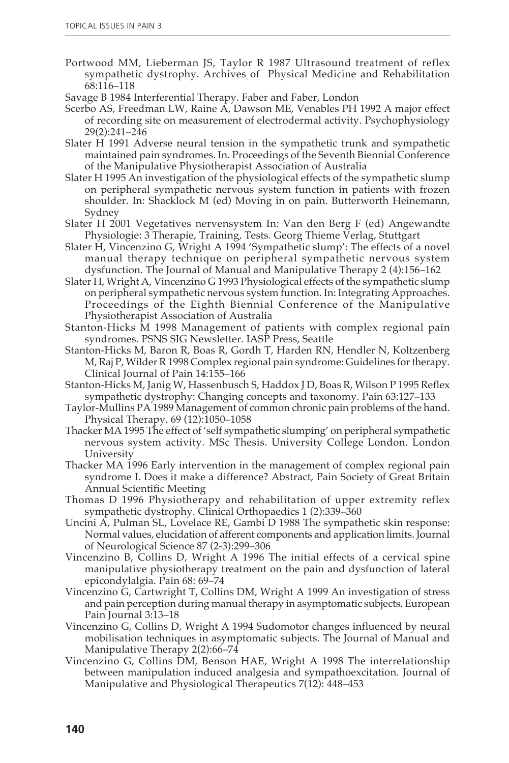Portwood MM, Lieberman JS, Taylor R 1987 Ultrasound treatment of reflex sympathetic dystrophy. Archives of Physical Medicine and Rehabilitation 68:116–118

Savage B 1984 Interferential Therapy. Faber and Faber, London

Scerbo AS, Freedman LW, Raine A, Dawson ME, Venables PH 1992 A major effect of recording site on measurement of electrodermal activity. Psychophysiology 29(2):241–246

Slater H 1991 Adverse neural tension in the sympathetic trunk and sympathetic maintained pain syndromes. In. Proceedings of the Seventh Biennial Conference of the Manipulative Physiotherapist Association of Australia

Slater H 1995 An investigation of the physiological effects of the sympathetic slump on peripheral sympathetic nervous system function in patients with frozen shoulder. In: Shacklock M (ed) Moving in on pain. Butterworth Heinemann, Sydney

Slater H 2001 Vegetatives nervensystem In: Van den Berg F (ed) Angewandte Physiologie: 3 Therapie, Training, Tests. Georg Thieme Verlag, Stuttgart

Slater H, Vincenzino G, Wright A 1994 'Sympathetic slump': The effects of a novel manual therapy technique on peripheral sympathetic nervous system dysfunction. The Journal of Manual and Manipulative Therapy 2 (4):156–162

Slater H, Wright A, Vincenzino G 1993 Physiological effects of the sympathetic slump on peripheral sympathetic nervous system function. In: Integrating Approaches. Proceedings of the Eighth Biennial Conference of the Manipulative Physiotherapist Association of Australia

Stanton-Hicks M 1998 Management of patients with complex regional pain syndromes. PSNS SIG Newsletter. IASP Press, Seattle

Stanton-Hicks M, Baron R, Boas R, Gordh T, Harden RN, Hendler N, Koltzenberg M, Raj P, Wilder R 1998 Complex regional pain syndrome: Guidelines for therapy. Clinical Journal of Pain 14:155–166

Stanton-Hicks M, Janig W, Hassenbusch S, Haddox J D, Boas R, Wilson P 1995 Reflex sympathetic dystrophy: Changing concepts and taxonomy. Pain 63:127–133

Taylor-Mullins PA 1989 Management of common chronic pain problems of the hand. Physical Therapy. 69 (12):1050–1058

Thacker MA 1995 The effect of 'self sympathetic slumping' on peripheral sympathetic nervous system activity. MSc Thesis. University College London. London University

Thacker MA 1996 Early intervention in the management of complex regional pain syndrome I. Does it make a difference? Abstract, Pain Society of Great Britain Annual Scientific Meeting

Thomas D 1996 Physiotherapy and rehabilitation of upper extremity reflex sympathetic dystrophy. Clinical Orthopaedics 1 (2):339–360

Uncini A, Pulman SL, Lovelace RE, Gambi D 1988 The sympathetic skin response: Normal values, elucidation of afferent components and application limits. Journal of Neurological Science 87 (2-3):299–306

Vincenzino B, Collins D, Wright A 1996 The initial effects of a cervical spine manipulative physiotherapy treatment on the pain and dysfunction of lateral epicondylalgia. Pain 68: 69–74

Vincenzino G, Cartwright T, Collins DM, Wright A 1999 An investigation of stress and pain perception during manual therapy in asymptomatic subjects. European Pain Journal 3:13–18

Vincenzino G, Collins D, Wright A 1994 Sudomotor changes influenced by neural mobilisation techniques in asymptomatic subjects. The Journal of Manual and Manipulative Therapy 2(2):66–74

Vincenzino G, Collins DM, Benson HAE, Wright A 1998 The interrelationship between manipulation induced analgesia and sympathoexcitation. Journal of Manipulative and Physiological Therapeutics 7(12): 448–453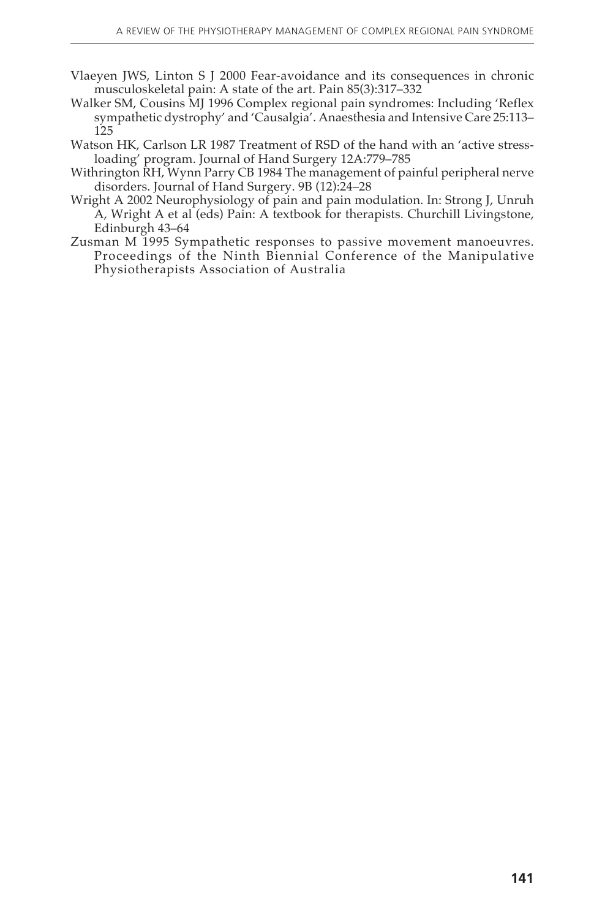Vlaeyen JWS, Linton S J 2000 Fear-avoidance and its consequences in chronic musculoskeletal pain: A state of the art. Pain 85(3):317–332

Walker SM, Cousins MJ 1996 Complex regional pain syndromes: Including 'Reflex sympathetic dystrophy' and 'Causalgia'. Anaesthesia and Intensive Care 25:113–125

Watson HK, Carlson LR 1987 Treatment of RSD of the hand with an 'active stress-loading' program. Journal of Hand Surgery 12A:779–785

Withrington RH, Wynn Parry CB 1984 The management of painful peripheral nerve disorders. Journal of Hand Surgery. 9B (12):24–28

Wright A 2002 Neurophysiology of pain and pain modulation. In: Strong J, Unruh A, Wright A et al (eds) Pain: A textbook for therapists. Churchill Livingstone, Edinburgh 43–64

Zusman M 1995 Sympathetic responses to passive movement manoeuvres. Proceedings of the Ninth Biennial Conference of the Manipulative Physiotherapists Association of Australia